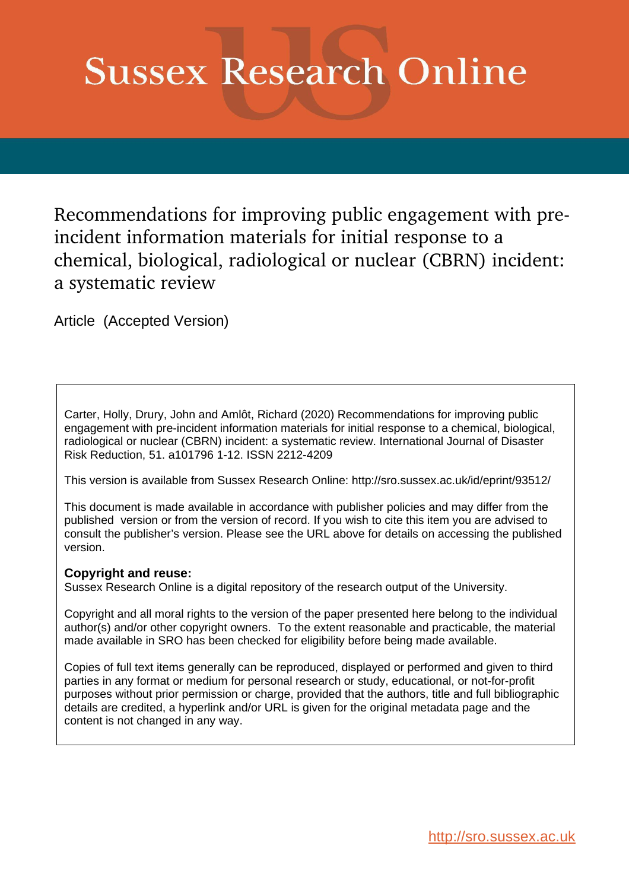# Sussex Research Online

## Recommendations for improving public engagement with pre-incident information materials for initial response to a chemical, biological, radiological or nuclear (CBRN) incident: a systematic review

Article (Accepted Version)

Carter, Holly, Drury, John and Amlôt, Richard (2020) Recommendations for improving public engagement with pre-incident information materials for initial response to a chemical, biological, radiological or nuclear (CBRN) incident: a systematic review. International Journal of Disaster Risk Reduction, 51. a101796 1-12. ISSN 2212-4209

This version is available from Sussex Research Online: http://sro.sussex.ac.uk/id/eprint/93512/

This document is made available in accordance with publisher policies and may differ from the published version or from the version of record. If you wish to cite this item you are advised to consult the publisher's version. Please see the URL above for details on accessing the published version.

**Copyright and reuse:**
Sussex Research Online is a digital repository of the research output of the University.

Copyright and all moral rights to the version of the paper presented here belong to the individual author(s) and/or other copyright owners. To the extent reasonable and practicable, the material made available in SRO has been checked for eligibility before being made available.

Copies of full text items generally can be reproduced, displayed or performed and given to third parties in any format or medium for personal research or study, educational, or not-for-profit purposes without prior permission or charge, provided that the authors, title and full bibliographic details are credited, a hyperlink and/or URL is given for the original metadata page and the content is not changed in any way.

http://sro.sussex.ac.uk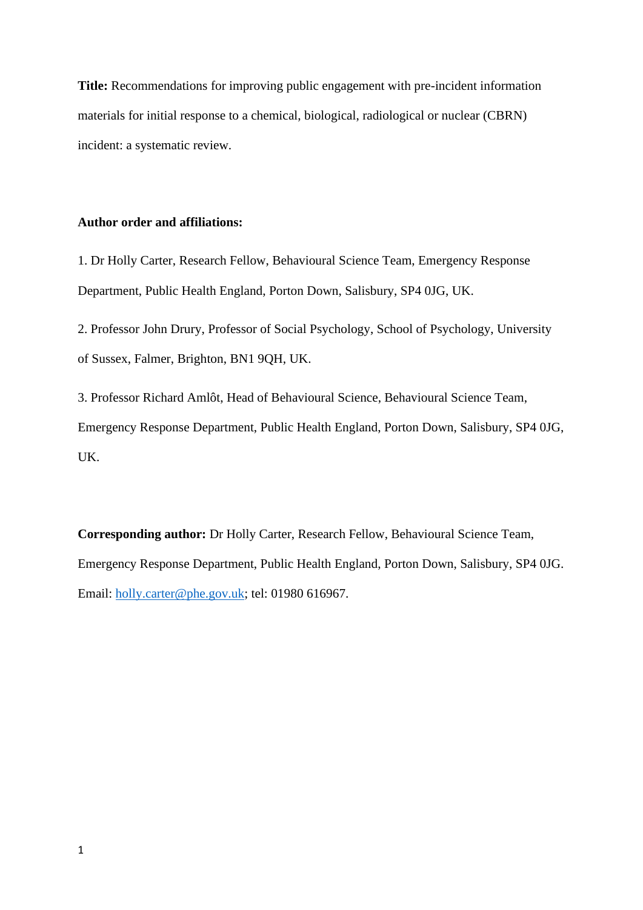**Title:** Recommendations for improving public engagement with pre-incident information materials for initial response to a chemical, biological, radiological or nuclear (CBRN) incident: a systematic review.

**Author order and affiliations:**

1. Dr Holly Carter, Research Fellow, Behavioural Science Team, Emergency Response Department, Public Health England, Porton Down, Salisbury, SP4 0JG, UK.

2. Professor John Drury, Professor of Social Psychology, School of Psychology, University of Sussex, Falmer, Brighton, BN1 9QH, UK.

3. Professor Richard Amlôt, Head of Behavioural Science, Behavioural Science Team, Emergency Response Department, Public Health England, Porton Down, Salisbury, SP4 0JG, UK.

**Corresponding author:** Dr Holly Carter, Research Fellow, Behavioural Science Team, Emergency Response Department, Public Health England, Porton Down, Salisbury, SP4 0JG. Email: holly.carter@phe.gov.uk; tel: 01980 616967.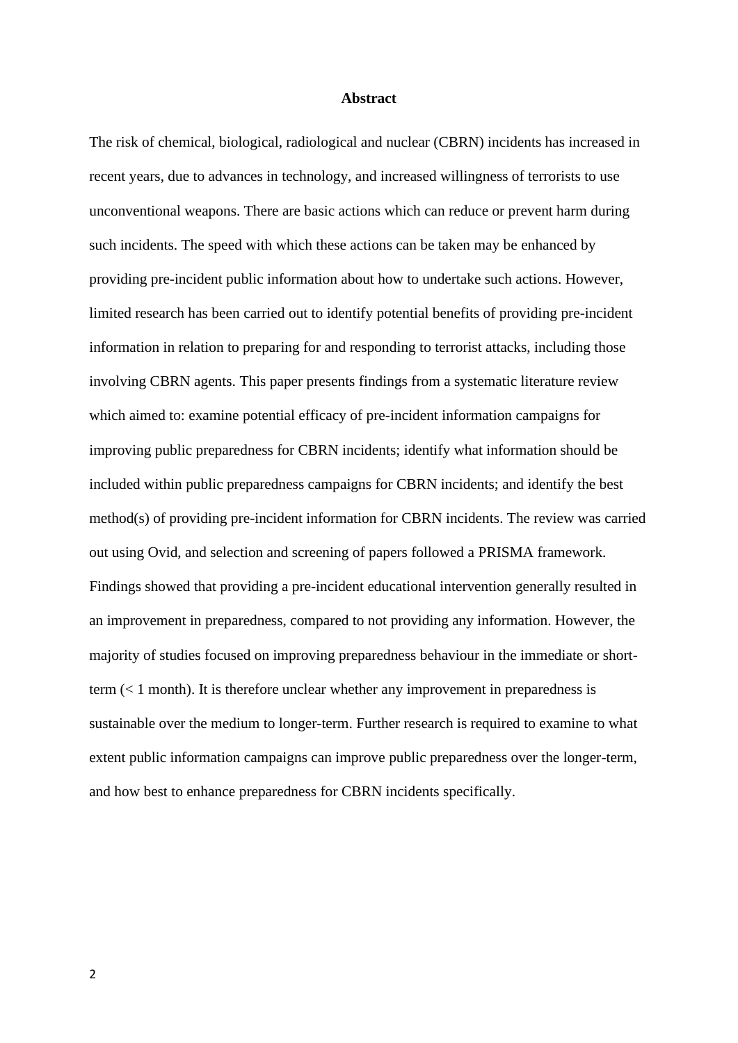## Abstract

The risk of chemical, biological, radiological and nuclear (CBRN) incidents has increased in recent years, due to advances in technology, and increased willingness of terrorists to use unconventional weapons. There are basic actions which can reduce or prevent harm during such incidents. The speed with which these actions can be taken may be enhanced by providing pre-incident public information about how to undertake such actions. However, limited research has been carried out to identify potential benefits of providing pre-incident information in relation to preparing for and responding to terrorist attacks, including those involving CBRN agents. This paper presents findings from a systematic literature review which aimed to: examine potential efficacy of pre-incident information campaigns for improving public preparedness for CBRN incidents; identify what information should be included within public preparedness campaigns for CBRN incidents; and identify the best method(s) of providing pre-incident information for CBRN incidents. The review was carried out using Ovid, and selection and screening of papers followed a PRISMA framework. Findings showed that providing a pre-incident educational intervention generally resulted in an improvement in preparedness, compared to not providing any information. However, the majority of studies focused on improving preparedness behaviour in the immediate or short-term (< 1 month). It is therefore unclear whether any improvement in preparedness is sustainable over the medium to longer-term. Further research is required to examine to what extent public information campaigns can improve public preparedness over the longer-term, and how best to enhance preparedness for CBRN incidents specifically.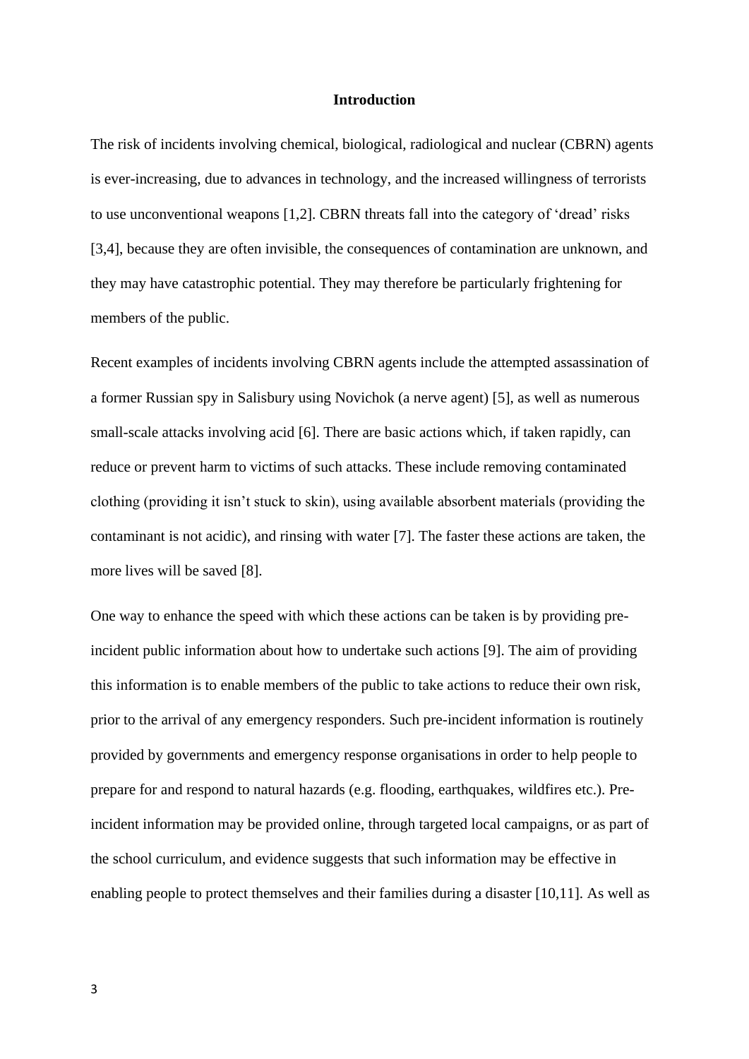# Introduction

The risk of incidents involving chemical, biological, radiological and nuclear (CBRN) agents is ever-increasing, due to advances in technology, and the increased willingness of terrorists to use unconventional weapons [1,2]. CBRN threats fall into the category of 'dread' risks [3,4], because they are often invisible, the consequences of contamination are unknown, and they may have catastrophic potential. They may therefore be particularly frightening for members of the public.

Recent examples of incidents involving CBRN agents include the attempted assassination of a former Russian spy in Salisbury using Novichok (a nerve agent) [5], as well as numerous small-scale attacks involving acid [6]. There are basic actions which, if taken rapidly, can reduce or prevent harm to victims of such attacks. These include removing contaminated clothing (providing it isn't stuck to skin), using available absorbent materials (providing the contaminant is not acidic), and rinsing with water [7]. The faster these actions are taken, the more lives will be saved [8].

One way to enhance the speed with which these actions can be taken is by providing pre-incident public information about how to undertake such actions [9]. The aim of providing this information is to enable members of the public to take actions to reduce their own risk, prior to the arrival of any emergency responders. Such pre-incident information is routinely provided by governments and emergency response organisations in order to help people to prepare for and respond to natural hazards (e.g. flooding, earthquakes, wildfires etc.). Pre-incident information may be provided online, through targeted local campaigns, or as part of the school curriculum, and evidence suggests that such information may be effective in enabling people to protect themselves and their families during a disaster [10,11]. As well as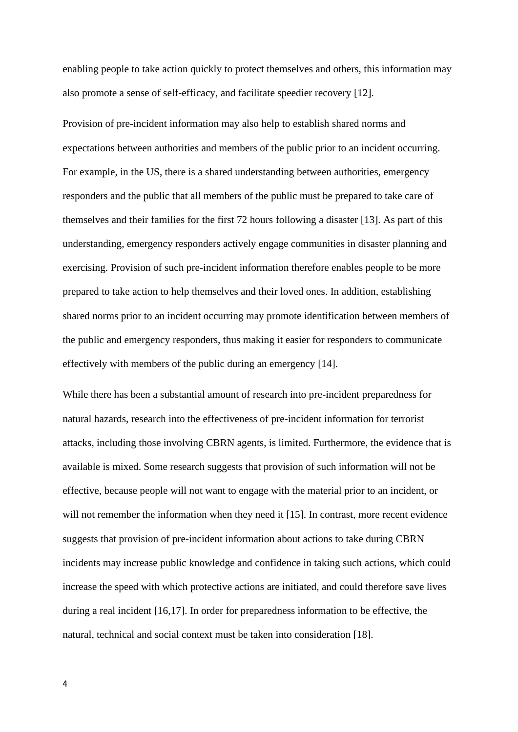enabling people to take action quickly to protect themselves and others, this information may also promote a sense of self-efficacy, and facilitate speedier recovery [12].

Provision of pre-incident information may also help to establish shared norms and expectations between authorities and members of the public prior to an incident occurring. For example, in the US, there is a shared understanding between authorities, emergency responders and the public that all members of the public must be prepared to take care of themselves and their families for the first 72 hours following a disaster [13]. As part of this understanding, emergency responders actively engage communities in disaster planning and exercising. Provision of such pre-incident information therefore enables people to be more prepared to take action to help themselves and their loved ones. In addition, establishing shared norms prior to an incident occurring may promote identification between members of the public and emergency responders, thus making it easier for responders to communicate effectively with members of the public during an emergency [14].

While there has been a substantial amount of research into pre-incident preparedness for natural hazards, research into the effectiveness of pre-incident information for terrorist attacks, including those involving CBRN agents, is limited. Furthermore, the evidence that is available is mixed. Some research suggests that provision of such information will not be effective, because people will not want to engage with the material prior to an incident, or will not remember the information when they need it [15]. In contrast, more recent evidence suggests that provision of pre-incident information about actions to take during CBRN incidents may increase public knowledge and confidence in taking such actions, which could increase the speed with which protective actions are initiated, and could therefore save lives during a real incident [16,17]. In order for preparedness information to be effective, the natural, technical and social context must be taken into consideration [18].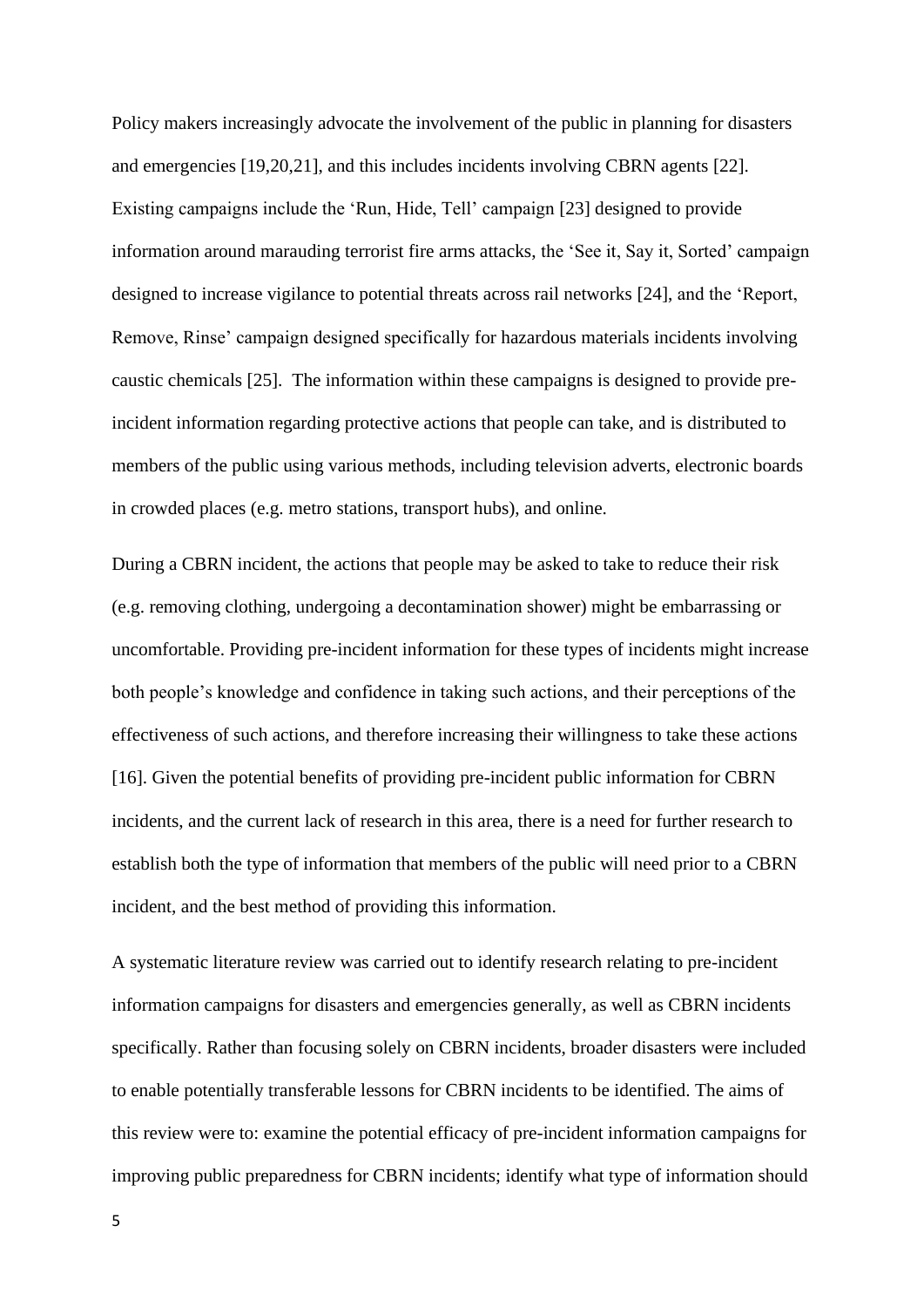Policy makers increasingly advocate the involvement of the public in planning for disasters and emergencies [19,20,21], and this includes incidents involving CBRN agents [22]. Existing campaigns include the 'Run, Hide, Tell' campaign [23] designed to provide information around marauding terrorist fire arms attacks, the 'See it, Say it, Sorted' campaign designed to increase vigilance to potential threats across rail networks [24], and the 'Report, Remove, Rinse' campaign designed specifically for hazardous materials incidents involving caustic chemicals [25]. The information within these campaigns is designed to provide pre-incident information regarding protective actions that people can take, and is distributed to members of the public using various methods, including television adverts, electronic boards in crowded places (e.g. metro stations, transport hubs), and online.

During a CBRN incident, the actions that people may be asked to take to reduce their risk (e.g. removing clothing, undergoing a decontamination shower) might be embarrassing or uncomfortable. Providing pre-incident information for these types of incidents might increase both people's knowledge and confidence in taking such actions, and their perceptions of the effectiveness of such actions, and therefore increasing their willingness to take these actions [16]. Given the potential benefits of providing pre-incident public information for CBRN incidents, and the current lack of research in this area, there is a need for further research to establish both the type of information that members of the public will need prior to a CBRN incident, and the best method of providing this information.

A systematic literature review was carried out to identify research relating to pre-incident information campaigns for disasters and emergencies generally, as well as CBRN incidents specifically. Rather than focusing solely on CBRN incidents, broader disasters were included to enable potentially transferable lessons for CBRN incidents to be identified. The aims of this review were to: examine the potential efficacy of pre-incident information campaigns for improving public preparedness for CBRN incidents; identify what type of information should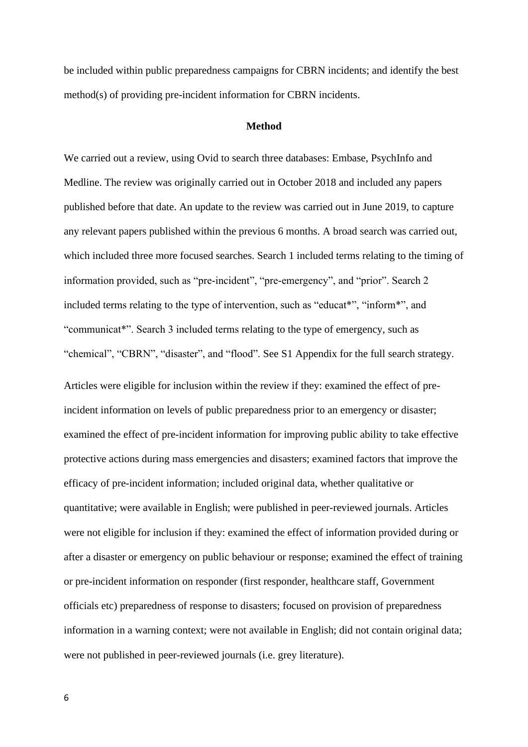be included within public preparedness campaigns for CBRN incidents; and identify the best method(s) of providing pre-incident information for CBRN incidents.

## Method

We carried out a review, using Ovid to search three databases: Embase, PsychInfo and Medline. The review was originally carried out in October 2018 and included any papers published before that date. An update to the review was carried out in June 2019, to capture any relevant papers published within the previous 6 months. A broad search was carried out, which included three more focused searches. Search 1 included terms relating to the timing of information provided, such as "pre-incident", "pre-emergency", and "prior". Search 2 included terms relating to the type of intervention, such as "educat*", "inform*", and "communicat*". Search 3 included terms relating to the type of emergency, such as "chemical", "CBRN", "disaster", and "flood". See S1 Appendix for the full search strategy.

Articles were eligible for inclusion within the review if they: examined the effect of pre-incident information on levels of public preparedness prior to an emergency or disaster; examined the effect of pre-incident information for improving public ability to take effective protective actions during mass emergencies and disasters; examined factors that improve the efficacy of pre-incident information; included original data, whether qualitative or quantitative; were available in English; were published in peer-reviewed journals. Articles were not eligible for inclusion if they: examined the effect of information provided during or after a disaster or emergency on public behaviour or response; examined the effect of training or pre-incident information on responder (first responder, healthcare staff, Government officials etc) preparedness of response to disasters; focused on provision of preparedness information in a warning context; were not available in English; did not contain original data; were not published in peer-reviewed journals (i.e. grey literature).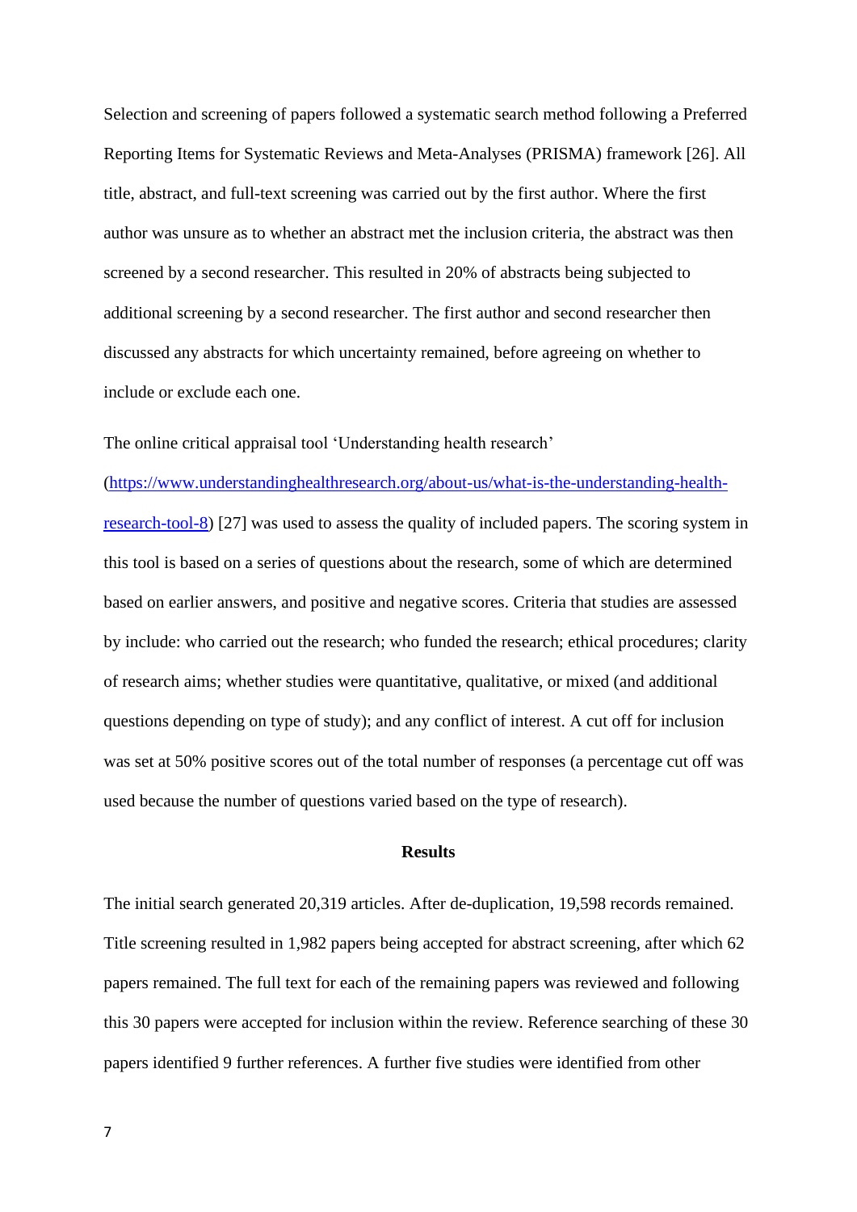Selection and screening of papers followed a systematic search method following a Preferred Reporting Items for Systematic Reviews and Meta-Analyses (PRISMA) framework [26]. All title, abstract, and full-text screening was carried out by the first author. Where the first author was unsure as to whether an abstract met the inclusion criteria, the abstract was then screened by a second researcher. This resulted in 20% of abstracts being subjected to additional screening by a second researcher. The first author and second researcher then discussed any abstracts for which uncertainty remained, before agreeing on whether to include or exclude each one.

The online critical appraisal tool 'Understanding health research' (https://www.understandinghealthresearch.org/about-us/what-is-the-understanding-health-research-tool-8) [27] was used to assess the quality of included papers. The scoring system in this tool is based on a series of questions about the research, some of which are determined based on earlier answers, and positive and negative scores. Criteria that studies are assessed by include: who carried out the research; who funded the research; ethical procedures; clarity of research aims; whether studies were quantitative, qualitative, or mixed (and additional questions depending on type of study); and any conflict of interest. A cut off for inclusion was set at 50% positive scores out of the total number of responses (a percentage cut off was used because the number of questions varied based on the type of research).

## Results

The initial search generated 20,319 articles. After de-duplication, 19,598 records remained. Title screening resulted in 1,982 papers being accepted for abstract screening, after which 62 papers remained. The full text for each of the remaining papers was reviewed and following this 30 papers were accepted for inclusion within the review. Reference searching of these 30 papers identified 9 further references. A further five studies were identified from other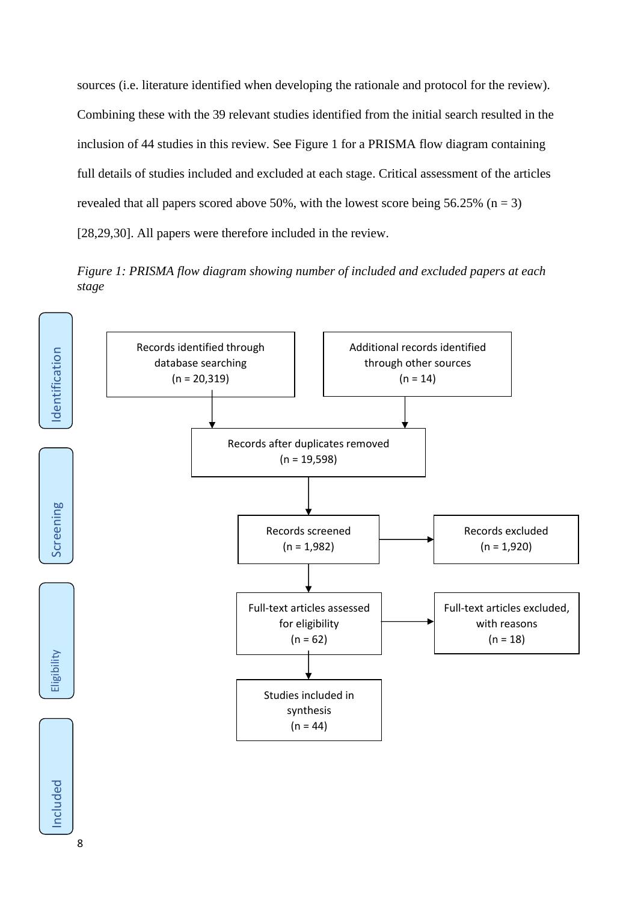sources (i.e. literature identified when developing the rationale and protocol for the review). Combining these with the 39 relevant studies identified from the initial search resulted in the inclusion of 44 studies in this review. See Figure 1 for a PRISMA flow diagram containing full details of studies included and excluded at each stage. Critical assessment of the articles revealed that all papers scored above 50%, with the lowest score being 56.25% (n = 3) [28,29,30]. All papers were therefore included in the review.

*Figure 1: PRISMA flow diagram showing number of included and excluded papers at each stage*

Identification

Records identified through database searching (n = 20,319)

Additional records identified through other sources (n = 14)

Records after duplicates removed (n = 19,598)

Screening

Records screened (n = 1,982)

Records excluded (n = 1,920)

Eligibility

Full-text articles assessed for eligibility (n = 62)

Full-text articles excluded, with reasons (n = 18)

Included

Studies included in synthesis (n = 44)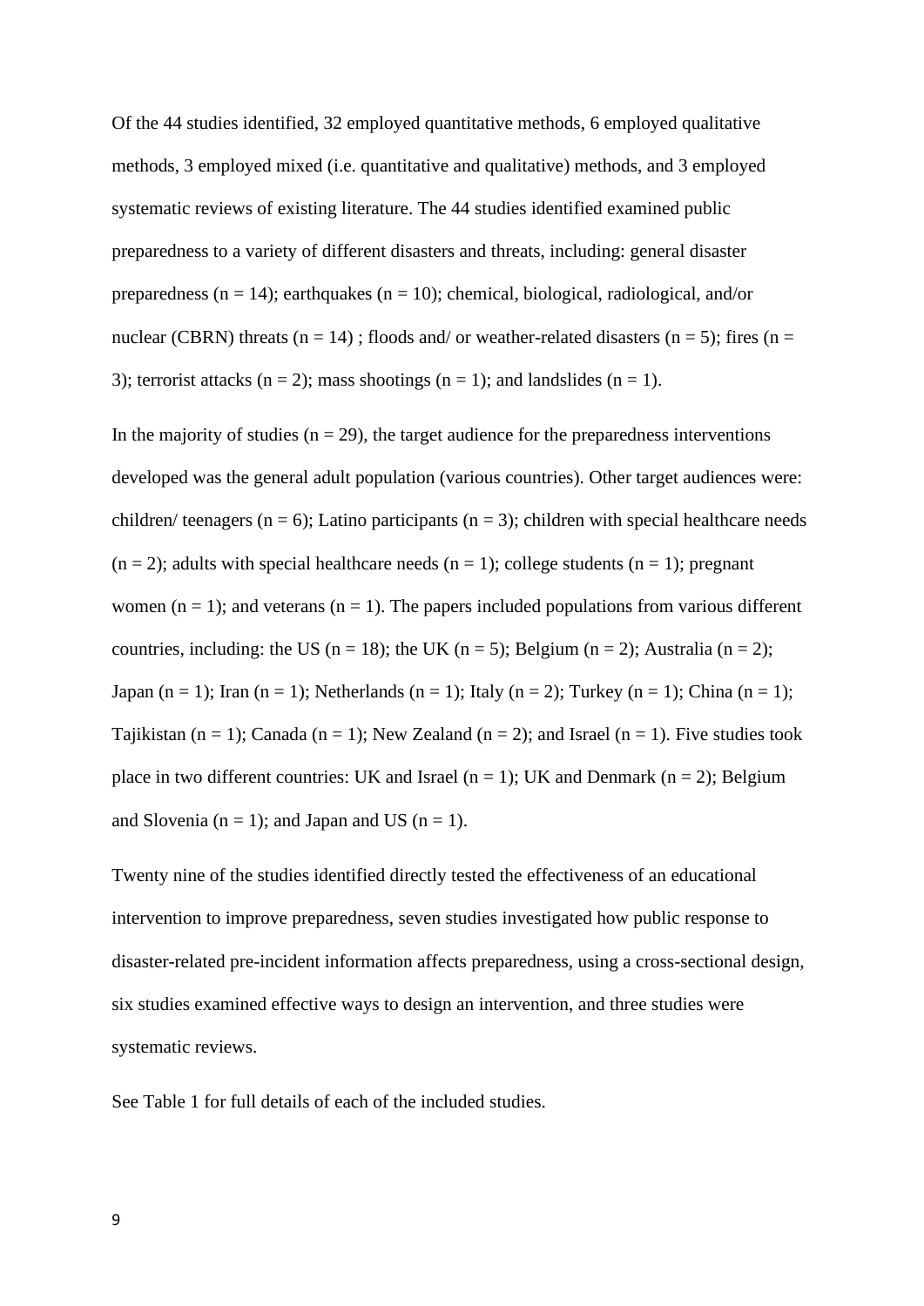Of the 44 studies identified, 32 employed quantitative methods, 6 employed qualitative methods, 3 employed mixed (i.e. quantitative and qualitative) methods, and 3 employed systematic reviews of existing literature. The 44 studies identified examined public preparedness to a variety of different disasters and threats, including: general disaster preparedness (n = 14); earthquakes (n = 10); chemical, biological, radiological, and/or nuclear (CBRN) threats (n = 14) ; floods and/ or weather-related disasters (n = 5); fires (n = 3); terrorist attacks (n = 2); mass shootings (n = 1); and landslides (n = 1).

In the majority of studies (n = 29), the target audience for the preparedness interventions developed was the general adult population (various countries). Other target audiences were: children/ teenagers (n = 6); Latino participants (n = 3); children with special healthcare needs (n = 2); adults with special healthcare needs (n = 1); college students (n = 1); pregnant women (n = 1); and veterans (n = 1). The papers included populations from various different countries, including: the US (n = 18); the UK (n = 5); Belgium (n = 2); Australia (n = 2); Japan (n = 1); Iran (n = 1); Netherlands (n = 1); Italy (n = 2); Turkey (n = 1); China (n = 1); Tajikistan (n = 1); Canada (n = 1); New Zealand (n = 2); and Israel (n = 1). Five studies took place in two different countries: UK and Israel (n = 1); UK and Denmark (n = 2); Belgium and Slovenia (n = 1); and Japan and US (n = 1).

Twenty nine of the studies identified directly tested the effectiveness of an educational intervention to improve preparedness, seven studies investigated how public response to disaster-related pre-incident information affects preparedness, using a cross-sectional design, six studies examined effective ways to design an intervention, and three studies were systematic reviews.

See Table 1 for full details of each of the included studies.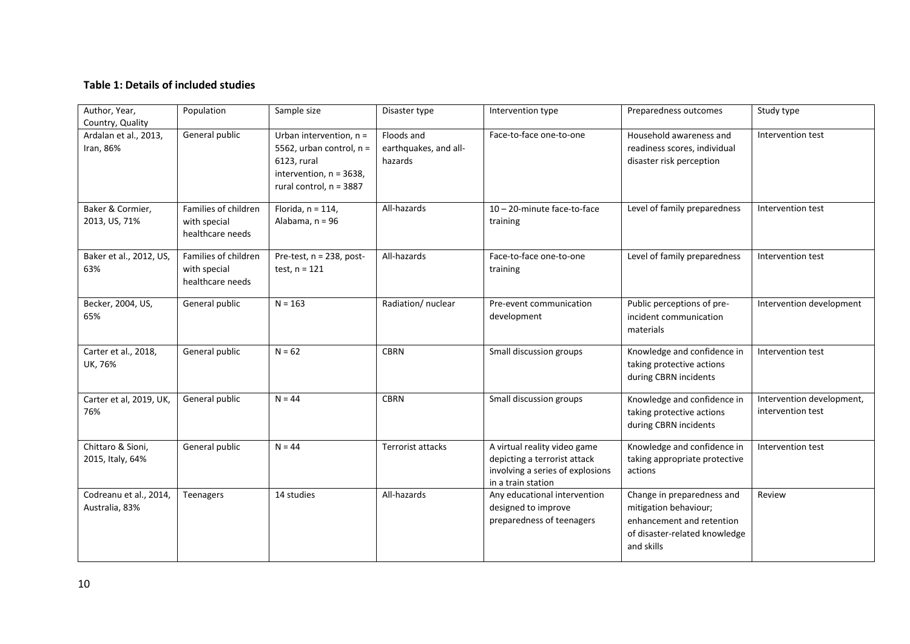**Table 1: Details of included studies**

| Author, Year, Country, Quality | Population | Sample size | Disaster type | Intervention type | Preparedness outcomes | Study type |
|---|---|---|---|---|---|---|
| Ardalan et al., 2013, Iran, 86% | General public | Urban intervention, n = 5562, urban control, n = 6123, rural intervention, n = 3638, rural control, n = 3887 | Floods and earthquakes, and all-hazards | Face-to-face one-to-one | Household awareness and readiness scores, individual disaster risk perception | Intervention test |
| Baker & Cormier, 2013, US, 71% | Families of children with special healthcare needs | Florida, n = 114, Alabama, n = 96 | All-hazards | 10 – 20-minute face-to-face training | Level of family preparedness | Intervention test |
| Baker et al., 2012, US, 63% | Families of children with special healthcare needs | Pre-test, n = 238, post-test, n = 121 | All-hazards | Face-to-face one-to-one training | Level of family preparedness | Intervention test |
| Becker, 2004, US, 65% | General public | N = 163 | Radiation/ nuclear | Pre-event communication development | Public perceptions of pre-incident communication materials | Intervention development |
| Carter et al., 2018, UK, 76% | General public | N = 62 | CBRN | Small discussion groups | Knowledge and confidence in taking protective actions during CBRN incidents | Intervention test |
| Carter et al, 2019, UK, 76% | General public | N = 44 | CBRN | Small discussion groups | Knowledge and confidence in taking protective actions during CBRN incidents | Intervention development, intervention test |
| Chittaro & Sioni, 2015, Italy, 64% | General public | N = 44 | Terrorist attacks | A virtual reality video game depicting a terrorist attack involving a series of explosions in a train station | Knowledge and confidence in taking appropriate protective actions | Intervention test |
| Codreanu et al., 2014, Australia, 83% | Teenagers | 14 studies | All-hazards | Any educational intervention designed to improve preparedness of teenagers | Change in preparedness and mitigation behaviour; enhancement and retention of disaster-related knowledge and skills | Review |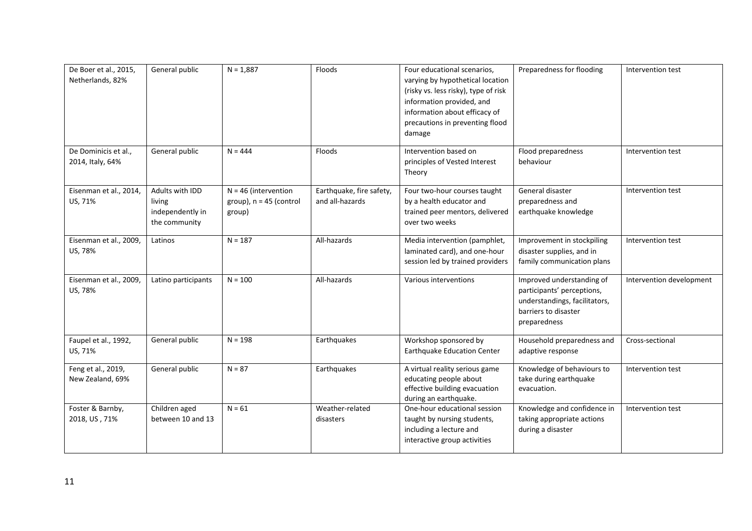| De Boer et al., 2015, Netherlands, 82% | General public | N = 1,887 | Floods | Four educational scenarios, varying by hypothetical location (risky vs. less risky), type of risk information provided, and information about efficacy of precautions in preventing flood damage | Preparedness for flooding | Intervention test |
|---|---|---|---|---|---|---|
| De Dominicis et al., 2014, Italy, 64% | General public | N = 444 | Floods | Intervention based on principles of Vested Interest Theory | Flood preparedness behaviour | Intervention test |
| Eisenman et al., 2014, US, 71% | Adults with IDD living independently in the community | N = 46 (intervention group), n = 45 (control group) | Earthquake, fire safety, and all-hazards | Four two-hour courses taught by a health educator and trained peer mentors, delivered over two weeks | General disaster preparedness and earthquake knowledge | Intervention test |
| Eisenman et al., 2009, US, 78% | Latinos | N = 187 | All-hazards | Media intervention (pamphlet, laminated card), and one-hour session led by trained providers | Improvement in stockpiling disaster supplies, and in family communication plans | Intervention test |
| Eisenman et al., 2009, US, 78% | Latino participants | N = 100 | All-hazards | Various interventions | Improved understanding of participants' perceptions, understandings, facilitators, barriers to disaster preparedness | Intervention development |
| Faupel et al., 1992, US, 71% | General public | N = 198 | Earthquakes | Workshop sponsored by Earthquake Education Center | Household preparedness and adaptive response | Cross-sectional |
| Feng et al., 2019, New Zealand, 69% | General public | N = 87 | Earthquakes | A virtual reality serious game educating people about effective building evacuation during an earthquake. | Knowledge of behaviours to take during earthquake evacuation. | Intervention test |
| Foster & Barnby, 2018, US , 71% | Children aged between 10 and 13 | N = 61 | Weather-related disasters | One-hour educational session taught by nursing students, including a lecture and interactive group activities | Knowledge and confidence in taking appropriate actions during a disaster | Intervention test |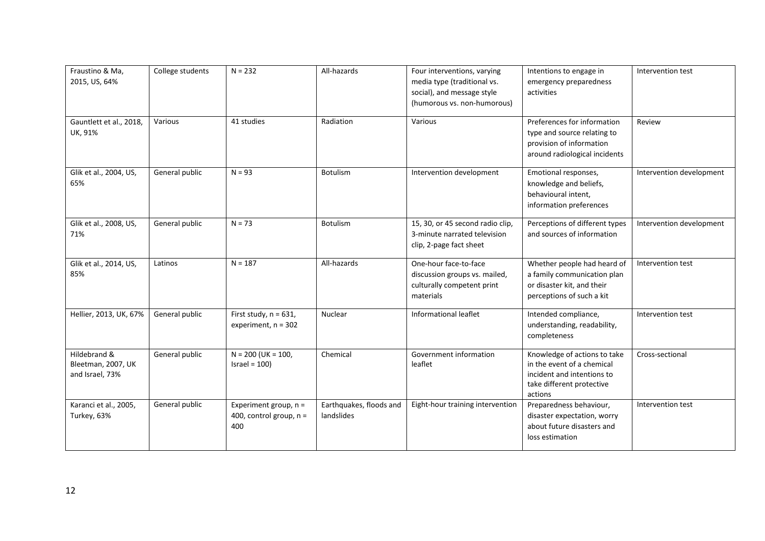| | | | | | | |
|---|---|---|---|---|---|---|
| Fraustino & Ma, 2015, US, 64% | College students | N = 232 | All-hazards | Four interventions, varying media type (traditional vs. social), and message style (humorous vs. non-humorous) | Intentions to engage in emergency preparedness activities | Intervention test |
| Gauntlett et al., 2018, UK, 91% | Various | 41 studies | Radiation | Various | Preferences for information type and source relating to provision of information around radiological incidents | Review |
| Glik et al., 2004, US, 65% | General public | N = 93 | Botulism | Intervention development | Emotional responses, knowledge and beliefs, behavioural intent, information preferences | Intervention development |
| Glik et al., 2008, US, 71% | General public | N = 73 | Botulism | 15, 30, or 45 second radio clip, 3-minute narrated television clip, 2-page fact sheet | Perceptions of different types and sources of information | Intervention development |
| Glik et al., 2014, US, 85% | Latinos | N = 187 | All-hazards | One-hour face-to-face discussion groups vs. mailed, culturally competent print materials | Whether people had heard of a family communication plan or disaster kit, and their perceptions of such a kit | Intervention test |
| Hellier, 2013, UK, 67% | General public | First study, n = 631, experiment, n = 302 | Nuclear | Informational leaflet | Intended compliance, understanding, readability, completeness | Intervention test |
| Hildebrand & Bleetman, 2007, UK and Israel, 73% | General public | N = 200 (UK = 100, Israel = 100) | Chemical | Government information leaflet | Knowledge of actions to take in the event of a chemical incident and intentions to take different protective actions | Cross-sectional |
| Karanci et al., 2005, Turkey, 63% | General public | Experiment group, n = 400, control group, n = 400 | Earthquakes, floods and landslides | Eight-hour training intervention | Preparedness behaviour, disaster expectation, worry about future disasters and loss estimation | Intervention test |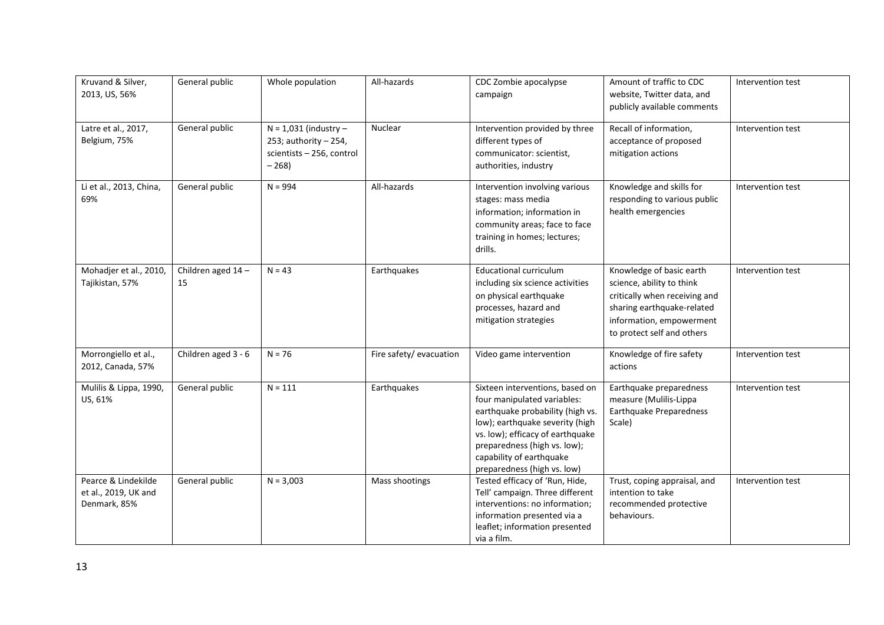| Kruvand & Silver, 2013, US, 56% | General public | Whole population | All-hazards | CDC Zombie apocalypse campaign | Amount of traffic to CDC website, Twitter data, and publicly available comments | Intervention test |
|---|---|---|---|---|---|---|
| Latre et al., 2017, Belgium, 75% | General public | N = 1,031 (industry – 253; authority – 254, scientists – 256, control – 268) | Nuclear | Intervention provided by three different types of communicator: scientist, authorities, industry | Recall of information, acceptance of proposed mitigation actions | Intervention test |
| Li et al., 2013, China, 69% | General public | N = 994 | All-hazards | Intervention involving various stages: mass media information; information in community areas; face to face training in homes; lectures; drills. | Knowledge and skills for responding to various public health emergencies | Intervention test |
| Mohadjer et al., 2010, Tajikistan, 57% | Children aged 14 – 15 | N = 43 | Earthquakes | Educational curriculum including six science activities on physical earthquake processes, hazard and mitigation strategies | Knowledge of basic earth science, ability to think critically when receiving and sharing earthquake-related information, empowerment to protect self and others | Intervention test |
| Morrongiello et al., 2012, Canada, 57% | Children aged 3 - 6 | N = 76 | Fire safety/ evacuation | Video game intervention | Knowledge of fire safety actions | Intervention test |
| Mulilis & Lippa, 1990, US, 61% | General public | N = 111 | Earthquakes | Sixteen interventions, based on four manipulated variables: earthquake probability (high vs. low); earthquake severity (high vs. low); efficacy of earthquake preparedness (high vs. low); capability of earthquake preparedness (high vs. low) | Earthquake preparedness measure (Mulilis-Lippa Earthquake Preparedness Scale) | Intervention test |
| Pearce & Lindekilde et al., 2019, UK and Denmark, 85% | General public | N = 3,003 | Mass shootings | Tested efficacy of 'Run, Hide, Tell' campaign. Three different interventions: no information; information presented via a leaflet; information presented via a film. | Trust, coping appraisal, and intention to take recommended protective behaviours. | Intervention test |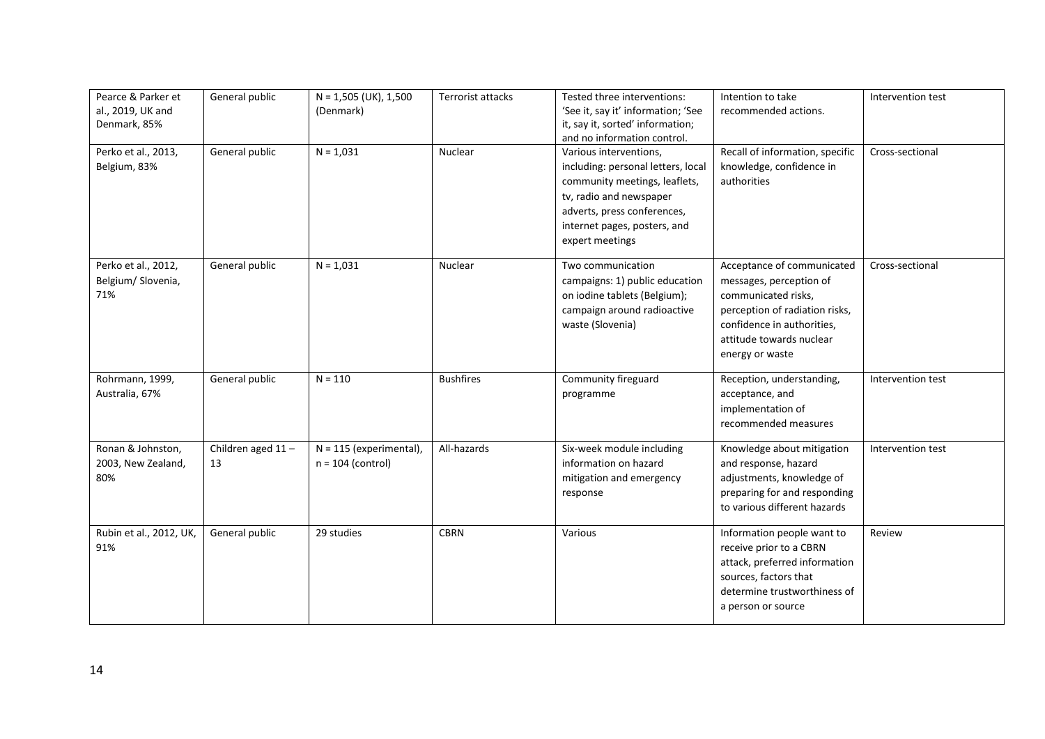| Pearce & Parker et al., 2019, UK and Denmark, 85% | General public | N = 1,505 (UK), 1,500 (Denmark) | Terrorist attacks | Tested three interventions: 'See it, say it' information; 'See it, say it, sorted' information; and no information control. | Intention to take recommended actions. | Intervention test |
|---|---|---|---|---|---|---|
| Perko et al., 2013, Belgium, 83% | General public | N = 1,031 | Nuclear | Various interventions, including: personal letters, local community meetings, leaflets, tv, radio and newspaper adverts, press conferences, internet pages, posters, and expert meetings | Recall of information, specific knowledge, confidence in authorities | Cross-sectional |
| Perko et al., 2012, Belgium/ Slovenia, 71% | General public | N = 1,031 | Nuclear | Two communication campaigns: 1) public education on iodine tablets (Belgium); campaign around radioactive waste (Slovenia) | Acceptance of communicated messages, perception of communicated risks, perception of radiation risks, confidence in authorities, attitude towards nuclear energy or waste | Cross-sectional |
| Rohrmann, 1999, Australia, 67% | General public | N = 110 | Bushfires | Community fireguard programme | Reception, understanding, acceptance, and implementation of recommended measures | Intervention test |
| Ronan & Johnston, 2003, New Zealand, 80% | Children aged 11 – 13 | N = 115 (experimental), n = 104 (control) | All-hazards | Six-week module including information on hazard mitigation and emergency response | Knowledge about mitigation and response, hazard adjustments, knowledge of preparing for and responding to various different hazards | Intervention test |
| Rubin et al., 2012, UK, 91% | General public | 29 studies | CBRN | Various | Information people want to receive prior to a CBRN attack, preferred information sources, factors that determine trustworthiness of a person or source | Review |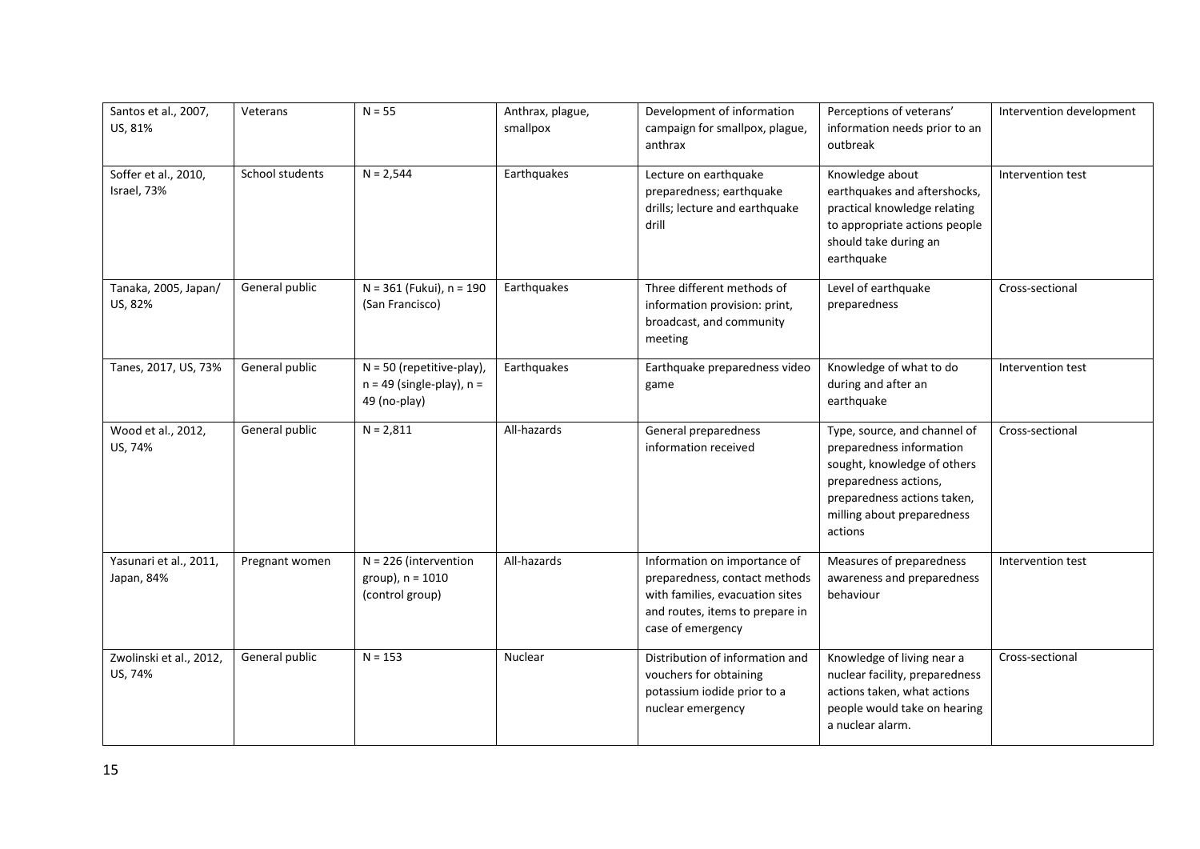| Santos et al., 2007, US, 81% | Veterans | N = 55 | Anthrax, plague, smallpox | Development of information campaign for smallpox, plague, anthrax | Perceptions of veterans' information needs prior to an outbreak | Intervention development |
|---|---|---|---|---|---|---|
| Soffer et al., 2010, Israel, 73% | School students | N = 2,544 | Earthquakes | Lecture on earthquake preparedness; earthquake drills; lecture and earthquake drill | Knowledge about earthquakes and aftershocks, practical knowledge relating to appropriate actions people should take during an earthquake | Intervention test |
| Tanaka, 2005, Japan/ US, 82% | General public | N = 361 (Fukui), n = 190 (San Francisco) | Earthquakes | Three different methods of information provision: print, broadcast, and community meeting | Level of earthquake preparedness | Cross-sectional |
| Tanes, 2017, US, 73% | General public | N = 50 (repetitive-play), n = 49 (single-play), n = 49 (no-play) | Earthquakes | Earthquake preparedness video game | Knowledge of what to do during and after an earthquake | Intervention test |
| Wood et al., 2012, US, 74% | General public | N = 2,811 | All-hazards | General preparedness information received | Type, source, and channel of preparedness information sought, knowledge of others preparedness actions, preparedness actions taken, milling about preparedness actions | Cross-sectional |
| Yasunari et al., 2011, Japan, 84% | Pregnant women | N = 226 (intervention group), n = 1010 (control group) | All-hazards | Information on importance of preparedness, contact methods with families, evacuation sites and routes, items to prepare in case of emergency | Measures of preparedness awareness and preparedness behaviour | Intervention test |
| Zwolinski et al., 2012, US, 74% | General public | N = 153 | Nuclear | Distribution of information and vouchers for obtaining potassium iodide prior to a nuclear emergency | Knowledge of living near a nuclear facility, preparedness actions taken, what actions people would take on hearing a nuclear alarm. | Cross-sectional |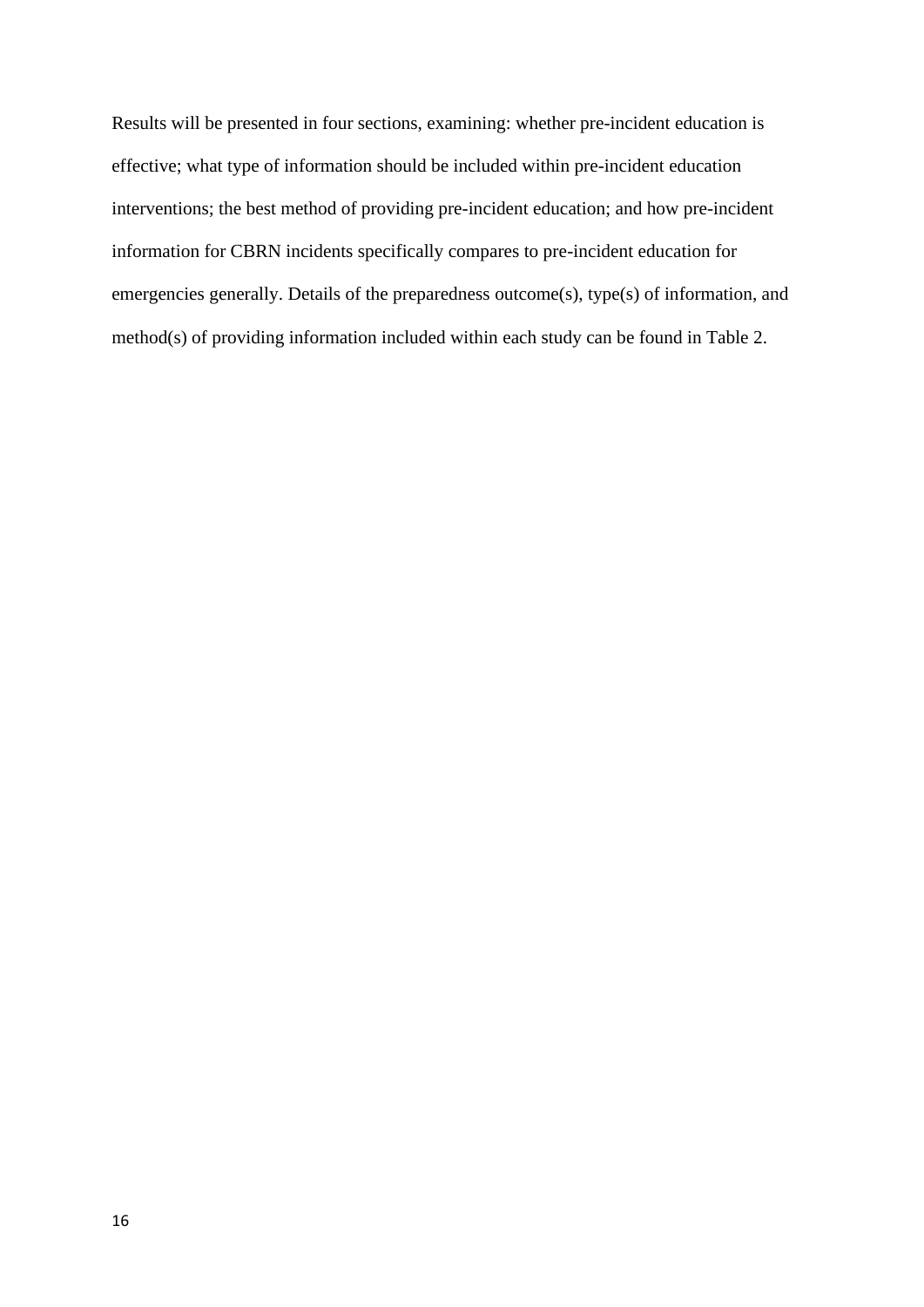Results will be presented in four sections, examining: whether pre-incident education is effective; what type of information should be included within pre-incident education interventions; the best method of providing pre-incident education; and how pre-incident information for CBRN incidents specifically compares to pre-incident education for emergencies generally. Details of the preparedness outcome(s), type(s) of information, and method(s) of providing information included within each study can be found in Table 2.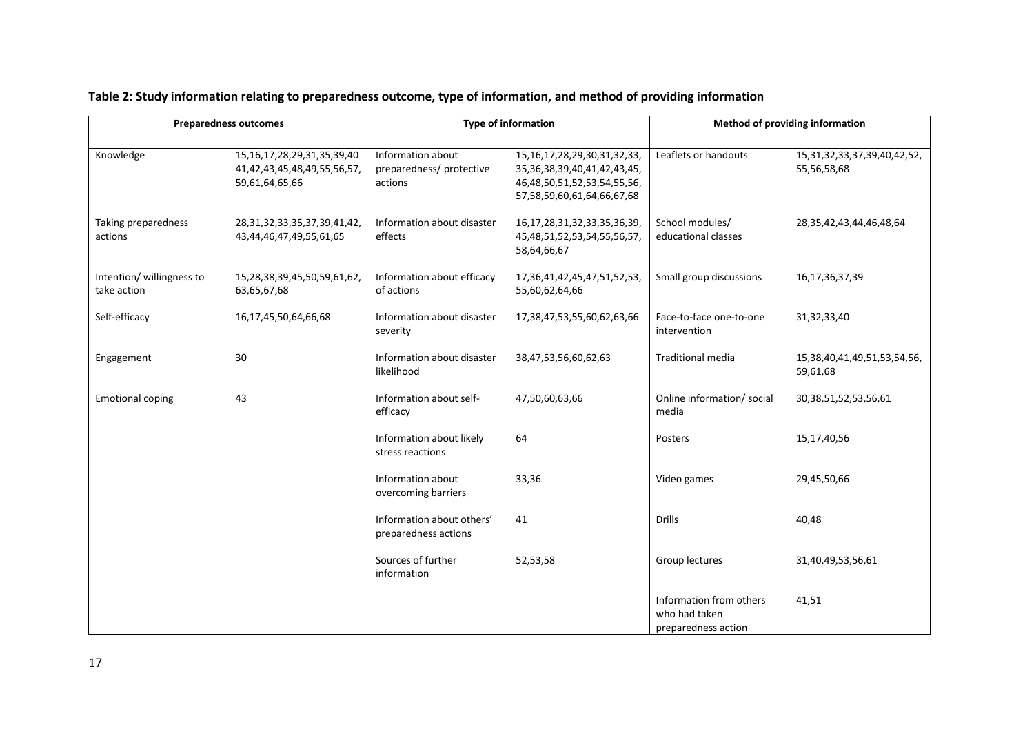**Table 2: Study information relating to preparedness outcome, type of information, and method of providing information**

| Preparedness outcomes | | Type of information | | Method of providing information | |
|---|---|---|---|---|---|
| Knowledge | 15,16,17,28,29,31,35,39,40 41,42,43,45,48,49,55,56,57, 59,61,64,65,66 | Information about preparedness/ protective actions | 15,16,17,28,29,30,31,32,33, 35,36,38,39,40,41,42,43,45, 46,48,50,51,52,53,54,55,56, 57,58,59,60,61,64,66,67,68 | Leaflets or handouts | 15,31,32,33,37,39,40,42,52, 55,56,58,68 |
| Taking preparedness actions | 28,31,32,33,35,37,39,41,42, 43,44,46,47,49,55,61,65 | Information about disaster effects | 16,17,28,31,32,33,35,36,39, 45,48,51,52,53,54,55,56,57, 58,64,66,67 | School modules/ educational classes | 28,35,42,43,44,46,48,64 |
| Intention/ willingness to take action | 15,28,38,39,45,50,59,61,62, 63,65,67,68 | Information about efficacy of actions | 17,36,41,42,45,47,51,52,53, 55,60,62,64,66 | Small group discussions | 16,17,36,37,39 |
| Self-efficacy | 16,17,45,50,64,66,68 | Information about disaster severity | 17,38,47,53,55,60,62,63,66 | Face-to-face one-to-one intervention | 31,32,33,40 |
| Engagement | 30 | Information about disaster likelihood | 38,47,53,56,60,62,63 | Traditional media | 15,38,40,41,49,51,53,54,56, 59,61,68 |
| Emotional coping | 43 | Information about self-efficacy | 47,50,60,63,66 | Online information/ social media | 30,38,51,52,53,56,61 |
| | | Information about likely stress reactions | 64 | Posters | 15,17,40,56 |
| | | Information about overcoming barriers | 33,36 | Video games | 29,45,50,66 |
| | | Information about others' preparedness actions | 41 | Drills | 40,48 |
| | | Sources of further information | 52,53,58 | Group lectures | 31,40,49,53,56,61 |
| | | | | Information from others who had taken preparedness action | 41,51 |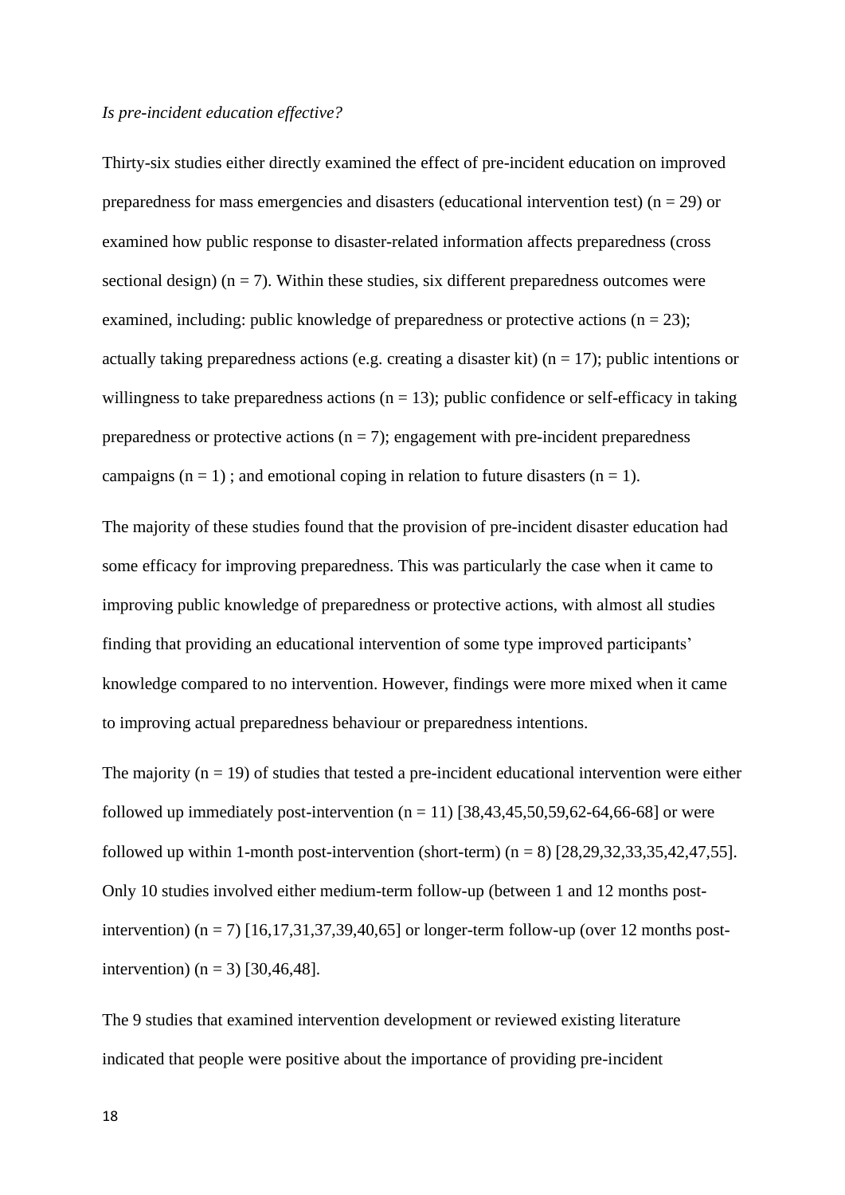*Is pre-incident education effective?*

Thirty-six studies either directly examined the effect of pre-incident education on improved preparedness for mass emergencies and disasters (educational intervention test) (n = 29) or examined how public response to disaster-related information affects preparedness (cross sectional design) (n = 7). Within these studies, six different preparedness outcomes were examined, including: public knowledge of preparedness or protective actions (n = 23); actually taking preparedness actions (e.g. creating a disaster kit) (n = 17); public intentions or willingness to take preparedness actions (n = 13); public confidence or self-efficacy in taking preparedness or protective actions (n = 7); engagement with pre-incident preparedness campaigns (n = 1) ; and emotional coping in relation to future disasters (n = 1).

The majority of these studies found that the provision of pre-incident disaster education had some efficacy for improving preparedness. This was particularly the case when it came to improving public knowledge of preparedness or protective actions, with almost all studies finding that providing an educational intervention of some type improved participants' knowledge compared to no intervention. However, findings were more mixed when it came to improving actual preparedness behaviour or preparedness intentions.

The majority (n = 19) of studies that tested a pre-incident educational intervention were either followed up immediately post-intervention (n = 11) [38,43,45,50,59,62-64,66-68] or were followed up within 1-month post-intervention (short-term) (n = 8) [28,29,32,33,35,42,47,55]. Only 10 studies involved either medium-term follow-up (between 1 and 12 months post-intervention) (n = 7) [16,17,31,37,39,40,65] or longer-term follow-up (over 12 months post-intervention) (n = 3) [30,46,48].

The 9 studies that examined intervention development or reviewed existing literature indicated that people were positive about the importance of providing pre-incident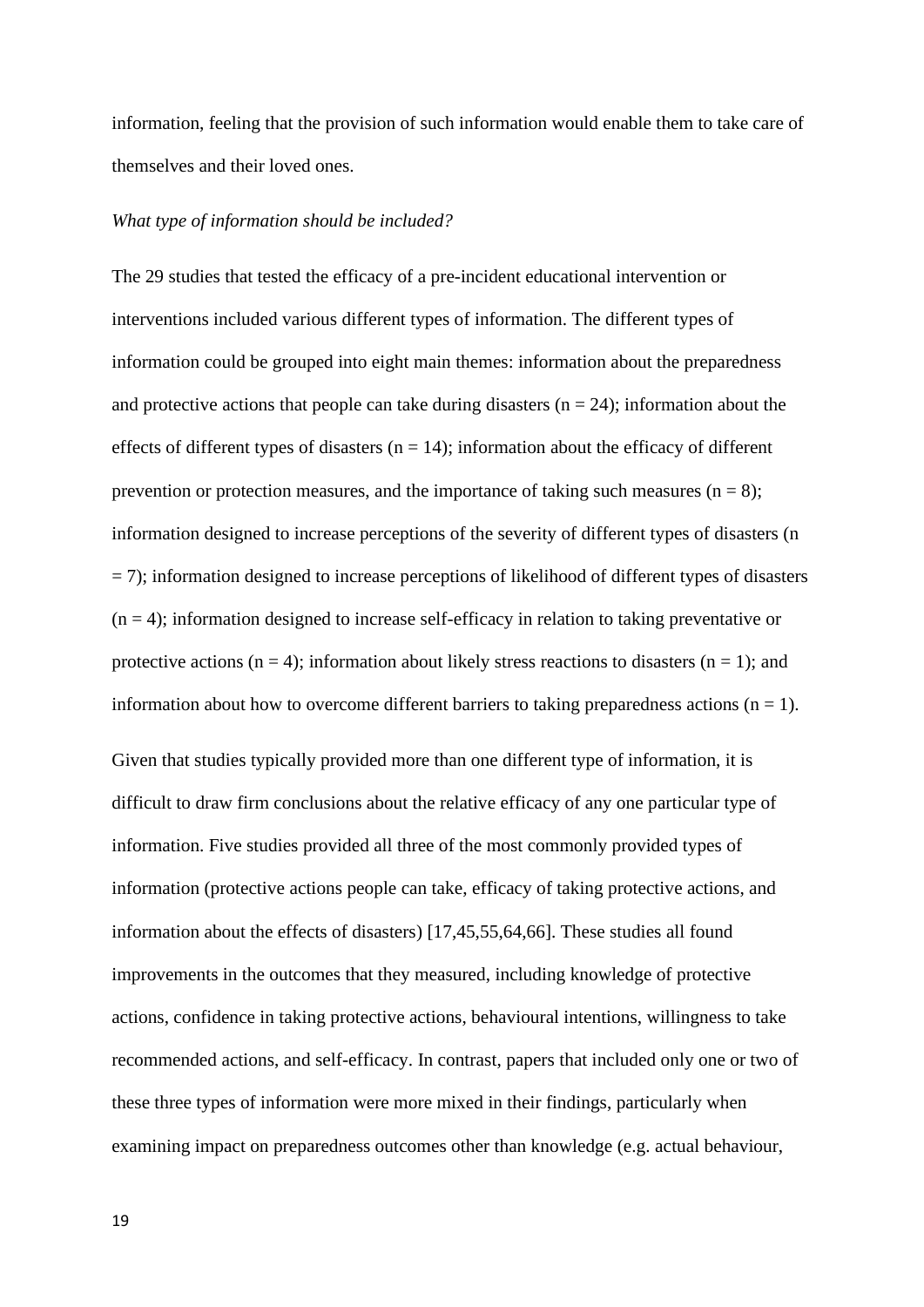information, feeling that the provision of such information would enable them to take care of themselves and their loved ones.

*What type of information should be included?*

The 29 studies that tested the efficacy of a pre-incident educational intervention or interventions included various different types of information. The different types of information could be grouped into eight main themes: information about the preparedness and protective actions that people can take during disasters (n = 24); information about the effects of different types of disasters (n = 14); information about the efficacy of different prevention or protection measures, and the importance of taking such measures (n = 8); information designed to increase perceptions of the severity of different types of disasters (n = 7); information designed to increase perceptions of likelihood of different types of disasters (n = 4); information designed to increase self-efficacy in relation to taking preventative or protective actions (n = 4); information about likely stress reactions to disasters (n = 1); and information about how to overcome different barriers to taking preparedness actions (n = 1).

Given that studies typically provided more than one different type of information, it is difficult to draw firm conclusions about the relative efficacy of any one particular type of information. Five studies provided all three of the most commonly provided types of information (protective actions people can take, efficacy of taking protective actions, and information about the effects of disasters) [17,45,55,64,66]. These studies all found improvements in the outcomes that they measured, including knowledge of protective actions, confidence in taking protective actions, behavioural intentions, willingness to take recommended actions, and self-efficacy. In contrast, papers that included only one or two of these three types of information were more mixed in their findings, particularly when examining impact on preparedness outcomes other than knowledge (e.g. actual behaviour,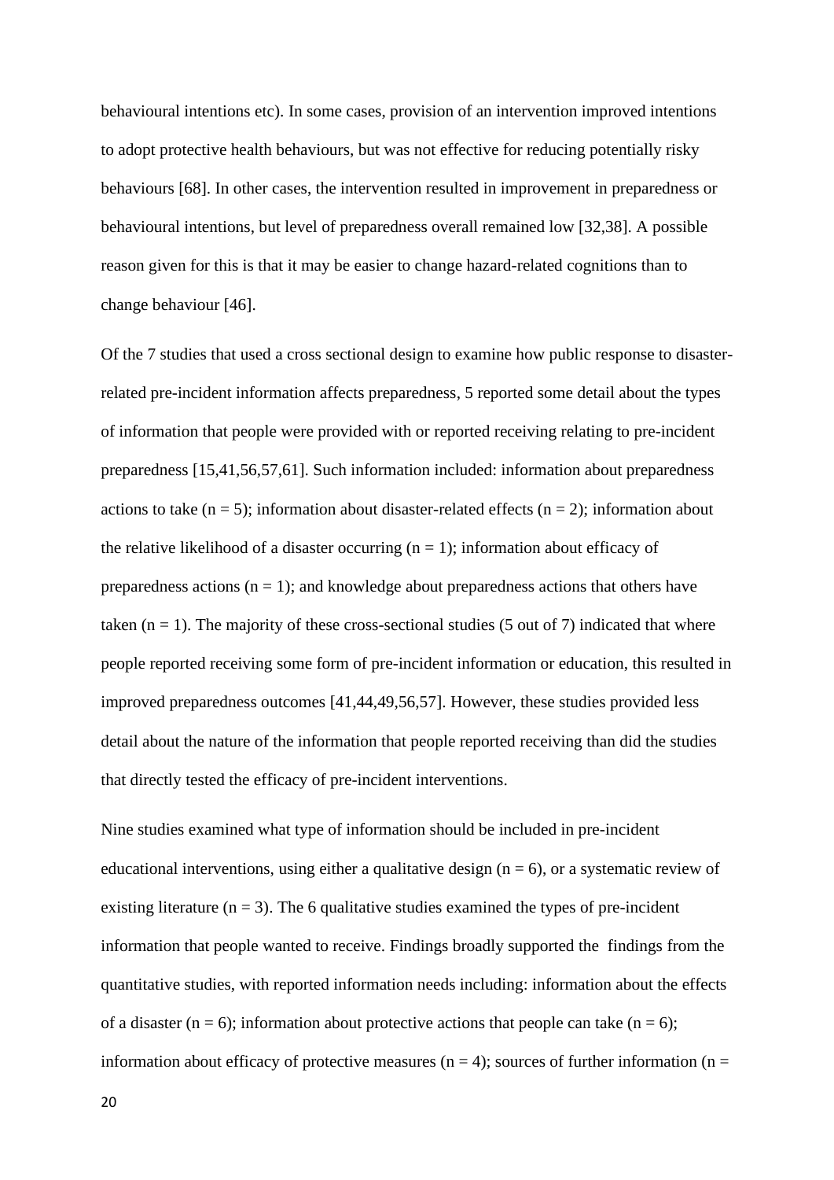behavioural intentions etc). In some cases, provision of an intervention improved intentions to adopt protective health behaviours, but was not effective for reducing potentially risky behaviours [68]. In other cases, the intervention resulted in improvement in preparedness or behavioural intentions, but level of preparedness overall remained low [32,38]. A possible reason given for this is that it may be easier to change hazard-related cognitions than to change behaviour [46].

Of the 7 studies that used a cross sectional design to examine how public response to disaster-related pre-incident information affects preparedness, 5 reported some detail about the types of information that people were provided with or reported receiving relating to pre-incident preparedness [15,41,56,57,61]. Such information included: information about preparedness actions to take (n = 5); information about disaster-related effects (n = 2); information about the relative likelihood of a disaster occurring (n = 1); information about efficacy of preparedness actions (n = 1); and knowledge about preparedness actions that others have taken (n = 1). The majority of these cross-sectional studies (5 out of 7) indicated that where people reported receiving some form of pre-incident information or education, this resulted in improved preparedness outcomes [41,44,49,56,57]. However, these studies provided less detail about the nature of the information that people reported receiving than did the studies that directly tested the efficacy of pre-incident interventions.

Nine studies examined what type of information should be included in pre-incident educational interventions, using either a qualitative design (n = 6), or a systematic review of existing literature (n = 3). The 6 qualitative studies examined the types of pre-incident information that people wanted to receive. Findings broadly supported the findings from the quantitative studies, with reported information needs including: information about the effects of a disaster (n = 6); information about protective actions that people can take (n = 6); information about efficacy of protective measures (n = 4); sources of further information (n =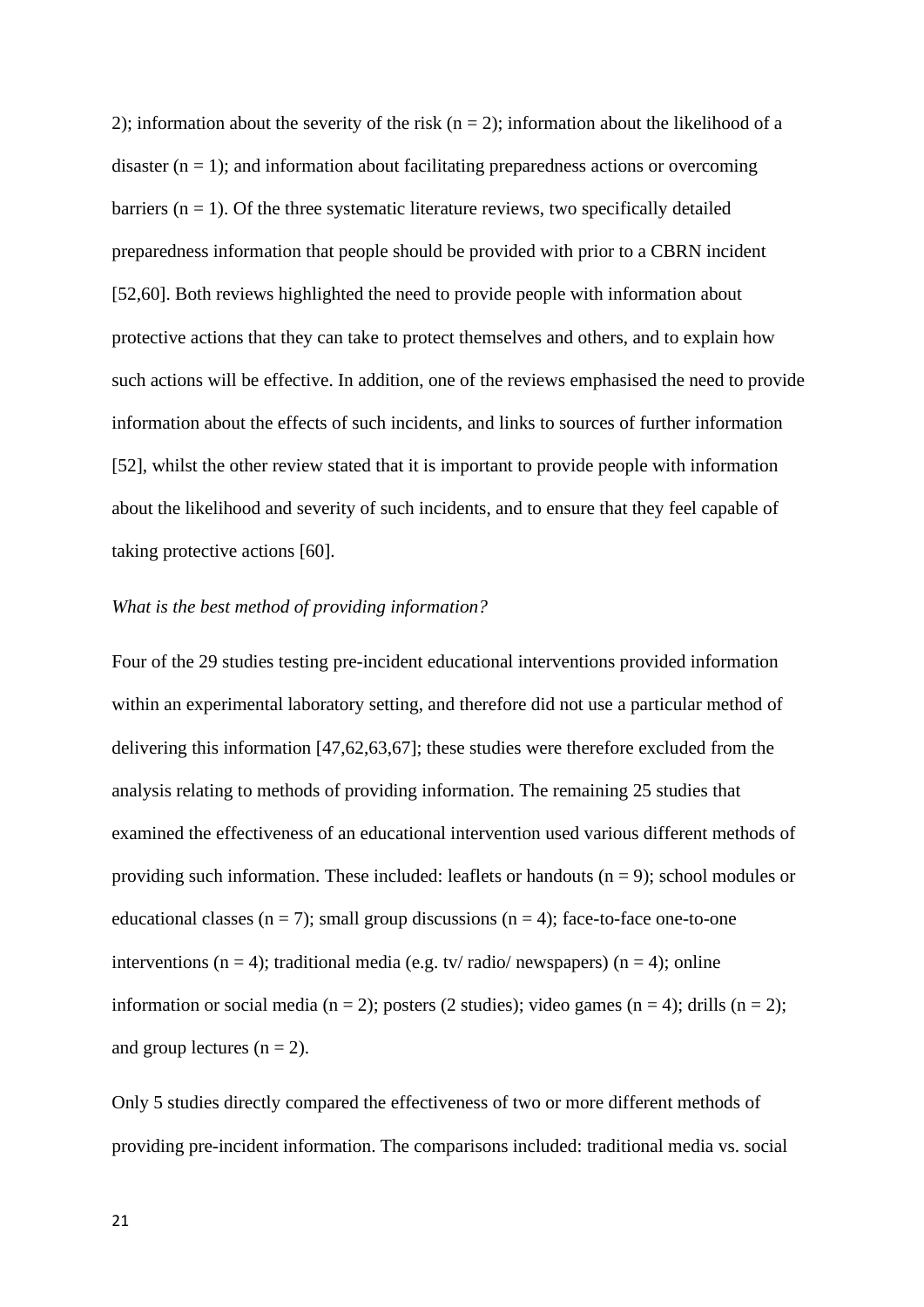2); information about the severity of the risk (n = 2); information about the likelihood of a disaster (n = 1); and information about facilitating preparedness actions or overcoming barriers (n = 1). Of the three systematic literature reviews, two specifically detailed preparedness information that people should be provided with prior to a CBRN incident [52,60]. Both reviews highlighted the need to provide people with information about protective actions that they can take to protect themselves and others, and to explain how such actions will be effective. In addition, one of the reviews emphasised the need to provide information about the effects of such incidents, and links to sources of further information [52], whilst the other review stated that it is important to provide people with information about the likelihood and severity of such incidents, and to ensure that they feel capable of taking protective actions [60].

*What is the best method of providing information?*

Four of the 29 studies testing pre-incident educational interventions provided information within an experimental laboratory setting, and therefore did not use a particular method of delivering this information [47,62,63,67]; these studies were therefore excluded from the analysis relating to methods of providing information. The remaining 25 studies that examined the effectiveness of an educational intervention used various different methods of providing such information. These included: leaflets or handouts (n = 9); school modules or educational classes (n = 7); small group discussions (n = 4); face-to-face one-to-one interventions (n = 4); traditional media (e.g. tv/ radio/ newspapers) (n = 4); online information or social media (n = 2); posters (2 studies); video games (n = 4); drills (n = 2); and group lectures (n = 2).

Only 5 studies directly compared the effectiveness of two or more different methods of providing pre-incident information. The comparisons included: traditional media vs. social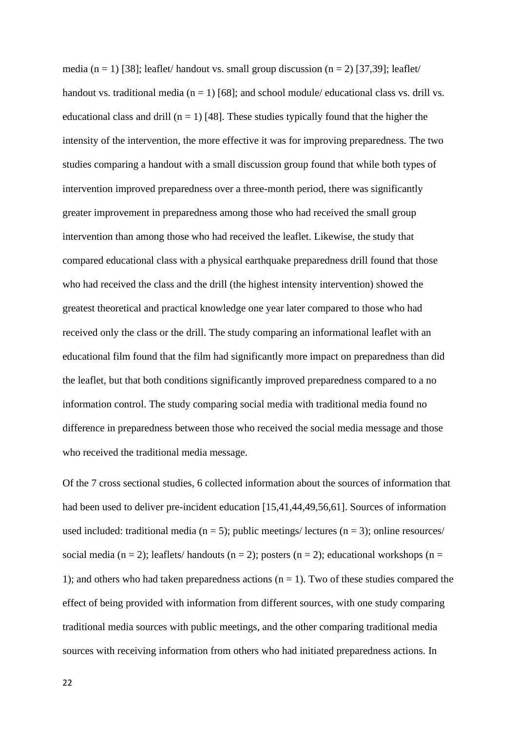media (n = 1) [38]; leaflet/ handout vs. small group discussion (n = 2) [37,39]; leaflet/ handout vs. traditional media (n = 1) [68]; and school module/ educational class vs. drill vs. educational class and drill (n = 1) [48]. These studies typically found that the higher the intensity of the intervention, the more effective it was for improving preparedness. The two studies comparing a handout with a small discussion group found that while both types of intervention improved preparedness over a three-month period, there was significantly greater improvement in preparedness among those who had received the small group intervention than among those who had received the leaflet. Likewise, the study that compared educational class with a physical earthquake preparedness drill found that those who had received the class and the drill (the highest intensity intervention) showed the greatest theoretical and practical knowledge one year later compared to those who had received only the class or the drill. The study comparing an informational leaflet with an educational film found that the film had significantly more impact on preparedness than did the leaflet, but that both conditions significantly improved preparedness compared to a no information control. The study comparing social media with traditional media found no difference in preparedness between those who received the social media message and those who received the traditional media message.

Of the 7 cross sectional studies, 6 collected information about the sources of information that had been used to deliver pre-incident education [15,41,44,49,56,61]. Sources of information used included: traditional media (n = 5); public meetings/ lectures (n = 3); online resources/ social media (n = 2); leaflets/ handouts (n = 2); posters (n = 2); educational workshops (n = 1); and others who had taken preparedness actions (n = 1). Two of these studies compared the effect of being provided with information from different sources, with one study comparing traditional media sources with public meetings, and the other comparing traditional media sources with receiving information from others who had initiated preparedness actions. In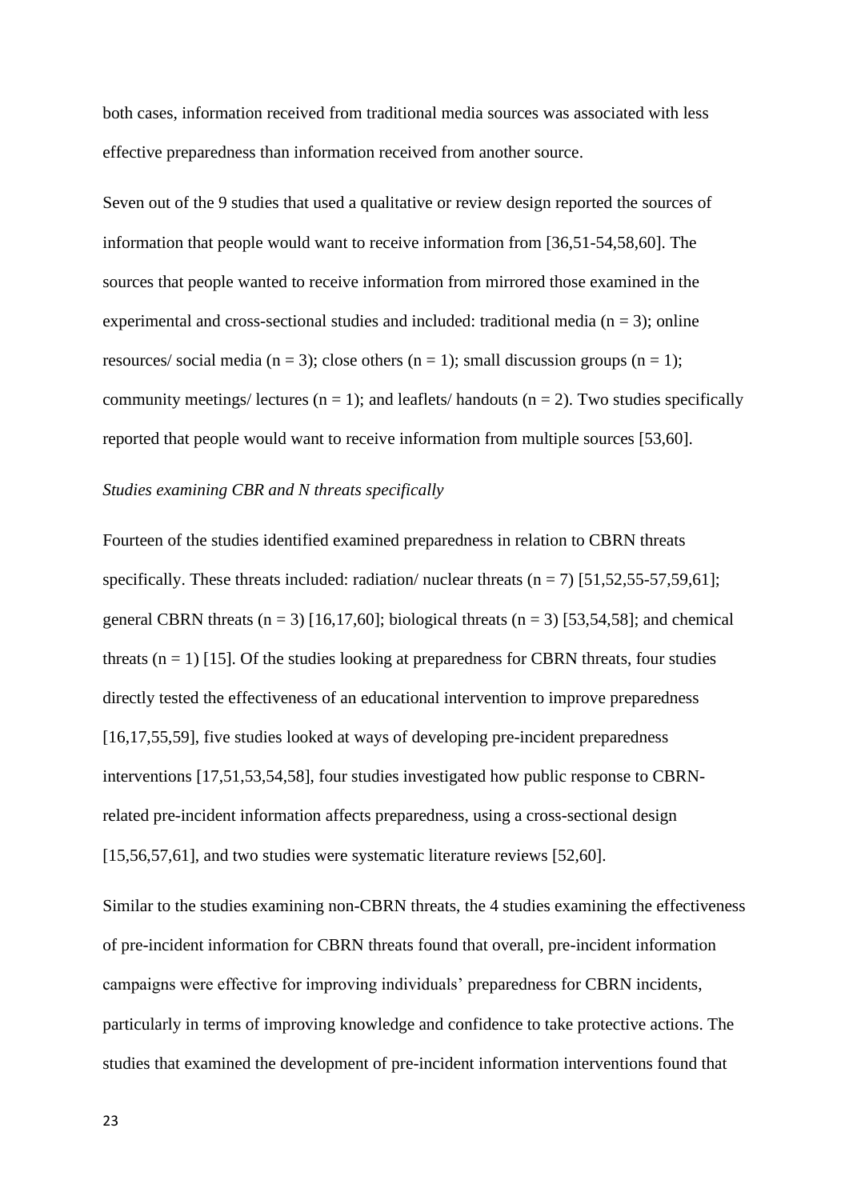both cases, information received from traditional media sources was associated with less effective preparedness than information received from another source.

Seven out of the 9 studies that used a qualitative or review design reported the sources of information that people would want to receive information from [36,51-54,58,60]. The sources that people wanted to receive information from mirrored those examined in the experimental and cross-sectional studies and included: traditional media (n = 3); online resources/ social media (n = 3); close others (n = 1); small discussion groups (n = 1); community meetings/ lectures (n = 1); and leaflets/ handouts (n = 2). Two studies specifically reported that people would want to receive information from multiple sources [53,60].

*Studies examining CBR and N threats specifically*

Fourteen of the studies identified examined preparedness in relation to CBRN threats specifically. These threats included: radiation/ nuclear threats (n = 7) [51,52,55-57,59,61]; general CBRN threats (n = 3) [16,17,60]; biological threats (n = 3) [53,54,58]; and chemical threats (n = 1) [15]. Of the studies looking at preparedness for CBRN threats, four studies directly tested the effectiveness of an educational intervention to improve preparedness [16,17,55,59], five studies looked at ways of developing pre-incident preparedness interventions [17,51,53,54,58], four studies investigated how public response to CBRN-related pre-incident information affects preparedness, using a cross-sectional design [15,56,57,61], and two studies were systematic literature reviews [52,60].

Similar to the studies examining non-CBRN threats, the 4 studies examining the effectiveness of pre-incident information for CBRN threats found that overall, pre-incident information campaigns were effective for improving individuals' preparedness for CBRN incidents, particularly in terms of improving knowledge and confidence to take protective actions. The studies that examined the development of pre-incident information interventions found that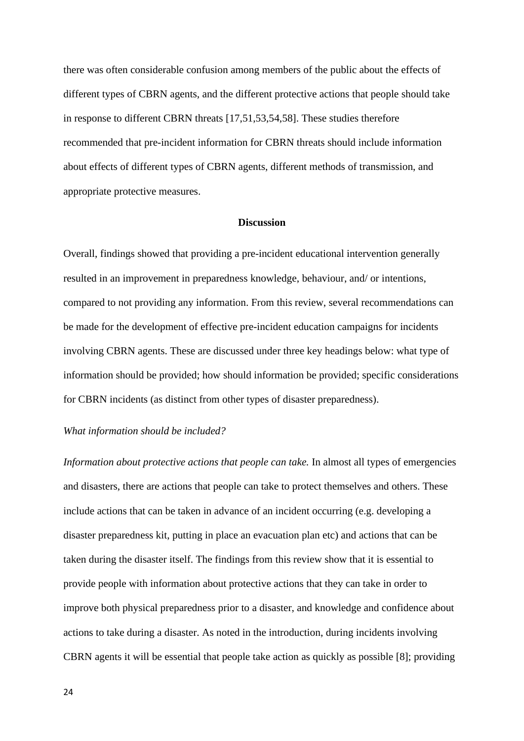there was often considerable confusion among members of the public about the effects of different types of CBRN agents, and the different protective actions that people should take in response to different CBRN threats [17,51,53,54,58]. These studies therefore recommended that pre-incident information for CBRN threats should include information about effects of different types of CBRN agents, different methods of transmission, and appropriate protective measures.

## Discussion

Overall, findings showed that providing a pre-incident educational intervention generally resulted in an improvement in preparedness knowledge, behaviour, and/ or intentions, compared to not providing any information. From this review, several recommendations can be made for the development of effective pre-incident education campaigns for incidents involving CBRN agents. These are discussed under three key headings below: what type of information should be provided; how should information be provided; specific considerations for CBRN incidents (as distinct from other types of disaster preparedness).

### *What information should be included?*

*Information about protective actions that people can take.* In almost all types of emergencies and disasters, there are actions that people can take to protect themselves and others. These include actions that can be taken in advance of an incident occurring (e.g. developing a disaster preparedness kit, putting in place an evacuation plan etc) and actions that can be taken during the disaster itself. The findings from this review show that it is essential to provide people with information about protective actions that they can take in order to improve both physical preparedness prior to a disaster, and knowledge and confidence about actions to take during a disaster. As noted in the introduction, during incidents involving CBRN agents it will be essential that people take action as quickly as possible [8]; providing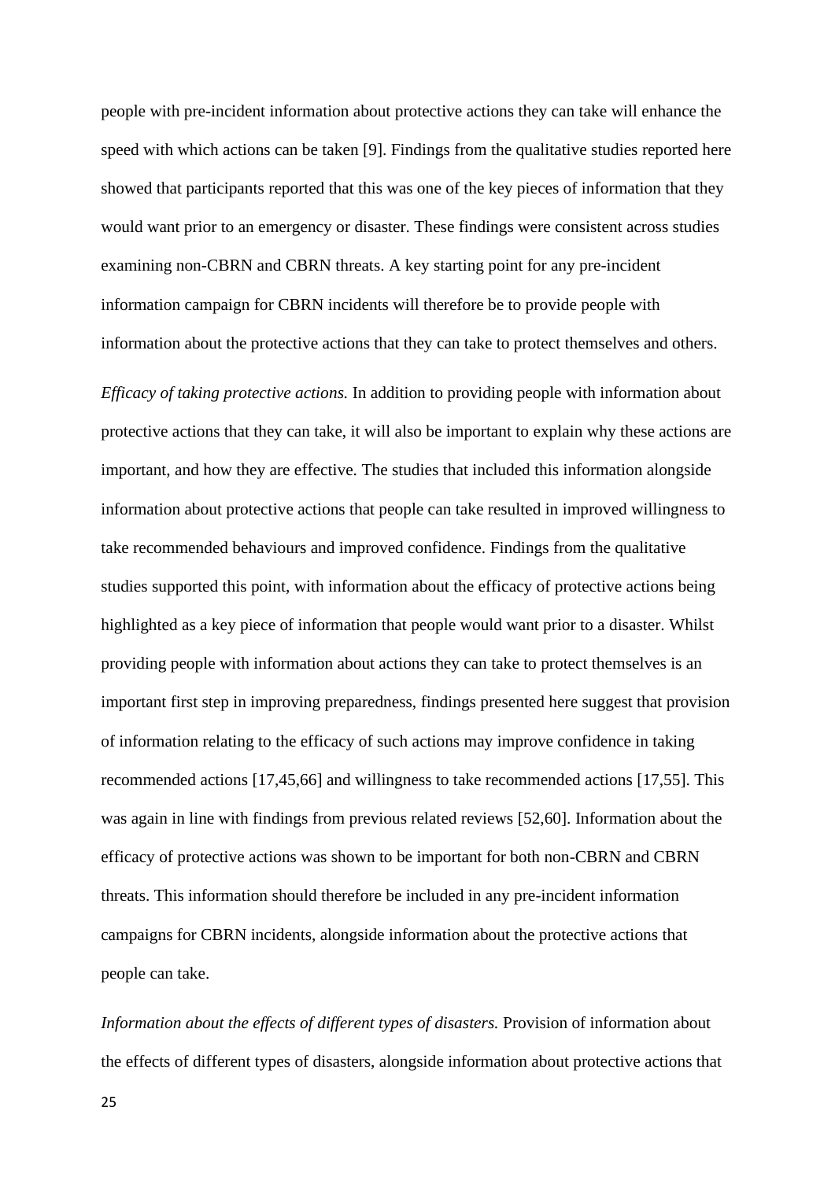people with pre-incident information about protective actions they can take will enhance the speed with which actions can be taken [9]. Findings from the qualitative studies reported here showed that participants reported that this was one of the key pieces of information that they would want prior to an emergency or disaster. These findings were consistent across studies examining non-CBRN and CBRN threats. A key starting point for any pre-incident information campaign for CBRN incidents will therefore be to provide people with information about the protective actions that they can take to protect themselves and others.

*Efficacy of taking protective actions.* In addition to providing people with information about protective actions that they can take, it will also be important to explain why these actions are important, and how they are effective. The studies that included this information alongside information about protective actions that people can take resulted in improved willingness to take recommended behaviours and improved confidence. Findings from the qualitative studies supported this point, with information about the efficacy of protective actions being highlighted as a key piece of information that people would want prior to a disaster. Whilst providing people with information about actions they can take to protect themselves is an important first step in improving preparedness, findings presented here suggest that provision of information relating to the efficacy of such actions may improve confidence in taking recommended actions [17,45,66] and willingness to take recommended actions [17,55]. This was again in line with findings from previous related reviews [52,60]. Information about the efficacy of protective actions was shown to be important for both non-CBRN and CBRN threats. This information should therefore be included in any pre-incident information campaigns for CBRN incidents, alongside information about the protective actions that people can take.

*Information about the effects of different types of disasters.* Provision of information about the effects of different types of disasters, alongside information about protective actions that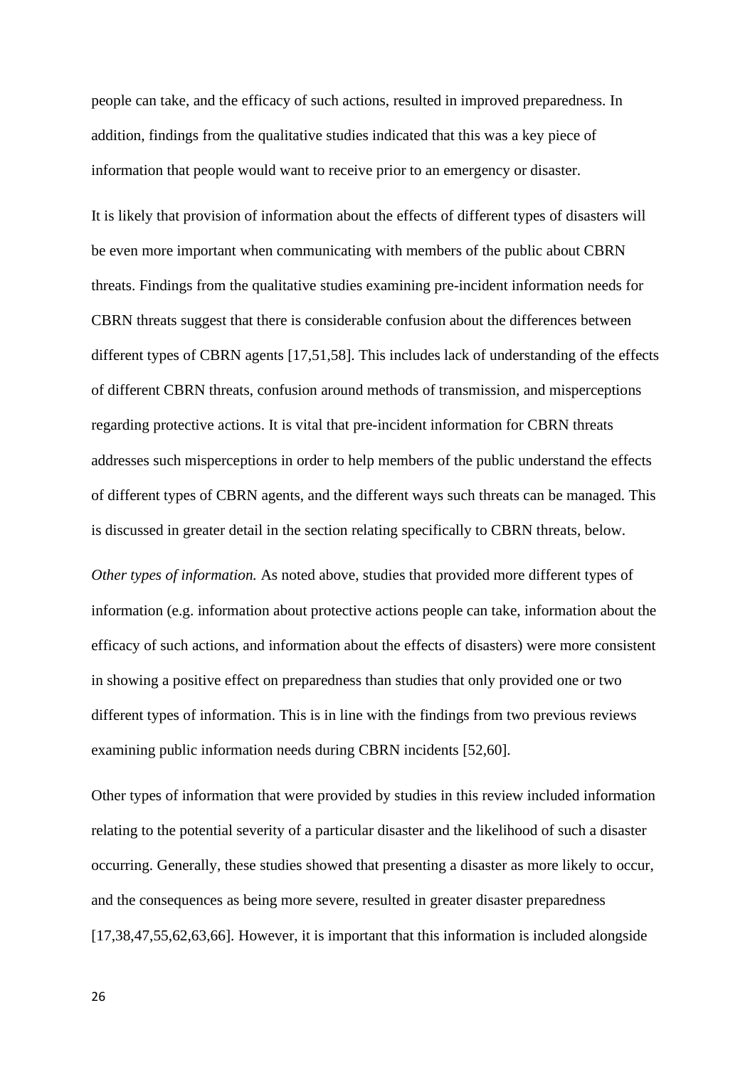people can take, and the efficacy of such actions, resulted in improved preparedness. In addition, findings from the qualitative studies indicated that this was a key piece of information that people would want to receive prior to an emergency or disaster.

It is likely that provision of information about the effects of different types of disasters will be even more important when communicating with members of the public about CBRN threats. Findings from the qualitative studies examining pre-incident information needs for CBRN threats suggest that there is considerable confusion about the differences between different types of CBRN agents [17,51,58]. This includes lack of understanding of the effects of different CBRN threats, confusion around methods of transmission, and misperceptions regarding protective actions. It is vital that pre-incident information for CBRN threats addresses such misperceptions in order to help members of the public understand the effects of different types of CBRN agents, and the different ways such threats can be managed. This is discussed in greater detail in the section relating specifically to CBRN threats, below.

*Other types of information.* As noted above, studies that provided more different types of information (e.g. information about protective actions people can take, information about the efficacy of such actions, and information about the effects of disasters) were more consistent in showing a positive effect on preparedness than studies that only provided one or two different types of information. This is in line with the findings from two previous reviews examining public information needs during CBRN incidents [52,60].

Other types of information that were provided by studies in this review included information relating to the potential severity of a particular disaster and the likelihood of such a disaster occurring. Generally, these studies showed that presenting a disaster as more likely to occur, and the consequences as being more severe, resulted in greater disaster preparedness [17,38,47,55,62,63,66]. However, it is important that this information is included alongside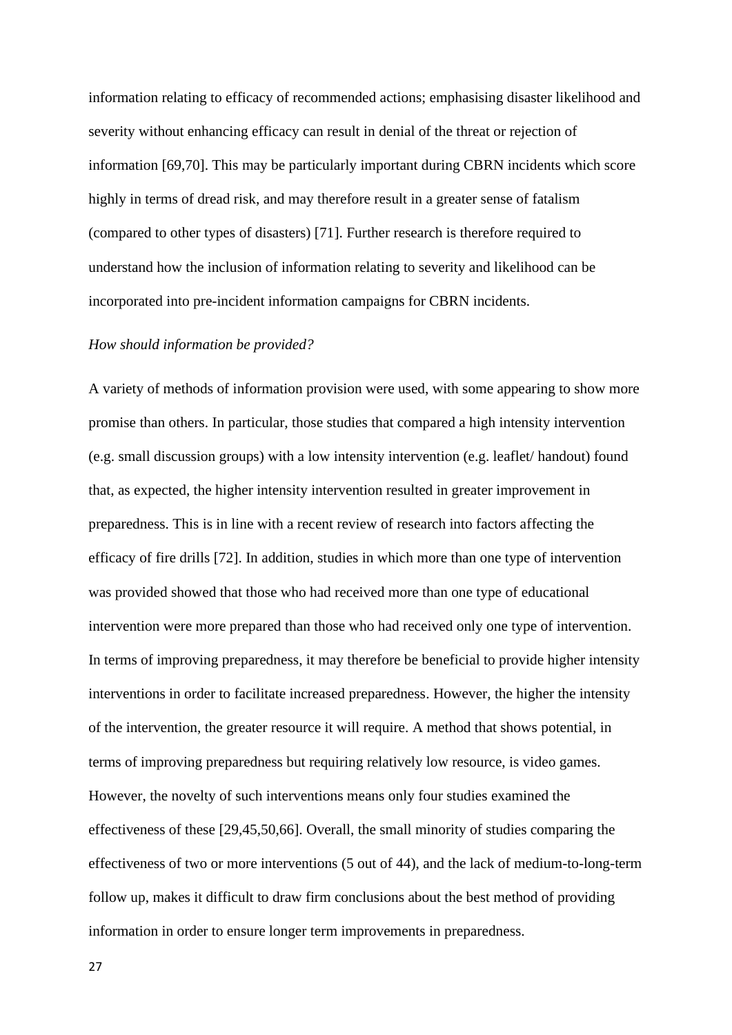information relating to efficacy of recommended actions; emphasising disaster likelihood and severity without enhancing efficacy can result in denial of the threat or rejection of information [69,70]. This may be particularly important during CBRN incidents which score highly in terms of dread risk, and may therefore result in a greater sense of fatalism (compared to other types of disasters) [71]. Further research is therefore required to understand how the inclusion of information relating to severity and likelihood can be incorporated into pre-incident information campaigns for CBRN incidents.

*How should information be provided?*

A variety of methods of information provision were used, with some appearing to show more promise than others. In particular, those studies that compared a high intensity intervention (e.g. small discussion groups) with a low intensity intervention (e.g. leaflet/ handout) found that, as expected, the higher intensity intervention resulted in greater improvement in preparedness. This is in line with a recent review of research into factors affecting the efficacy of fire drills [72]. In addition, studies in which more than one type of intervention was provided showed that those who had received more than one type of educational intervention were more prepared than those who had received only one type of intervention. In terms of improving preparedness, it may therefore be beneficial to provide higher intensity interventions in order to facilitate increased preparedness. However, the higher the intensity of the intervention, the greater resource it will require. A method that shows potential, in terms of improving preparedness but requiring relatively low resource, is video games. However, the novelty of such interventions means only four studies examined the effectiveness of these [29,45,50,66]. Overall, the small minority of studies comparing the effectiveness of two or more interventions (5 out of 44), and the lack of medium-to-long-term follow up, makes it difficult to draw firm conclusions about the best method of providing information in order to ensure longer term improvements in preparedness.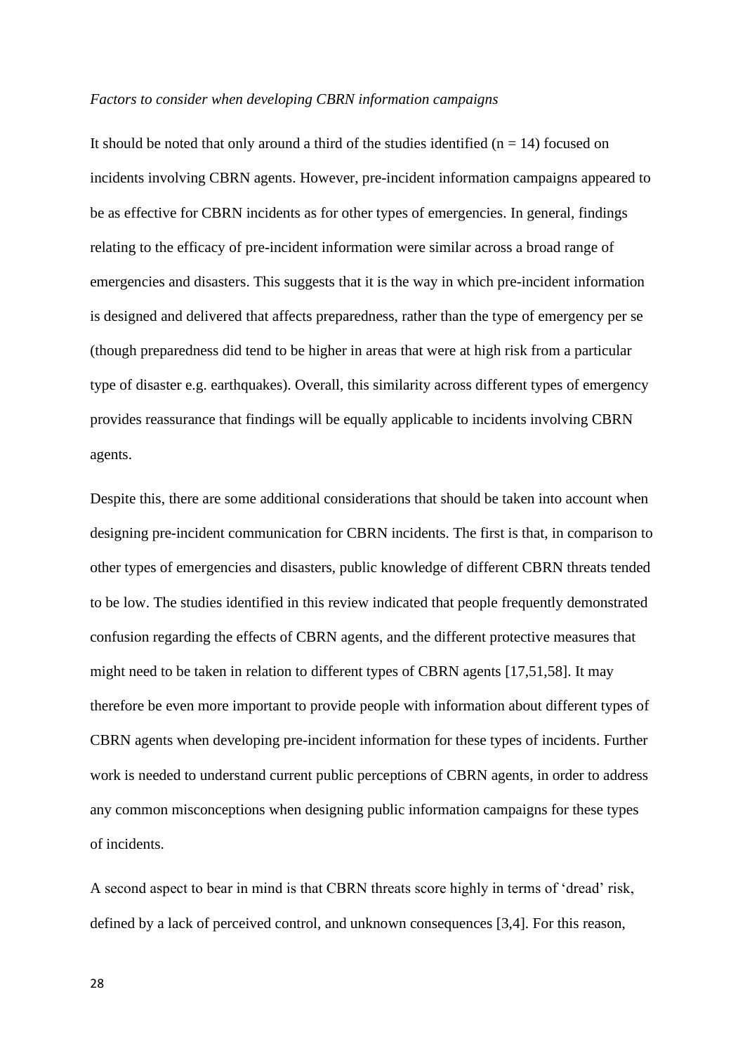*Factors to consider when developing CBRN information campaigns*

It should be noted that only around a third of the studies identified (n = 14) focused on incidents involving CBRN agents. However, pre-incident information campaigns appeared to be as effective for CBRN incidents as for other types of emergencies. In general, findings relating to the efficacy of pre-incident information were similar across a broad range of emergencies and disasters. This suggests that it is the way in which pre-incident information is designed and delivered that affects preparedness, rather than the type of emergency per se (though preparedness did tend to be higher in areas that were at high risk from a particular type of disaster e.g. earthquakes). Overall, this similarity across different types of emergency provides reassurance that findings will be equally applicable to incidents involving CBRN agents.

Despite this, there are some additional considerations that should be taken into account when designing pre-incident communication for CBRN incidents. The first is that, in comparison to other types of emergencies and disasters, public knowledge of different CBRN threats tended to be low. The studies identified in this review indicated that people frequently demonstrated confusion regarding the effects of CBRN agents, and the different protective measures that might need to be taken in relation to different types of CBRN agents [17,51,58]. It may therefore be even more important to provide people with information about different types of CBRN agents when developing pre-incident information for these types of incidents. Further work is needed to understand current public perceptions of CBRN agents, in order to address any common misconceptions when designing public information campaigns for these types of incidents.

A second aspect to bear in mind is that CBRN threats score highly in terms of 'dread' risk, defined by a lack of perceived control, and unknown consequences [3,4]. For this reason,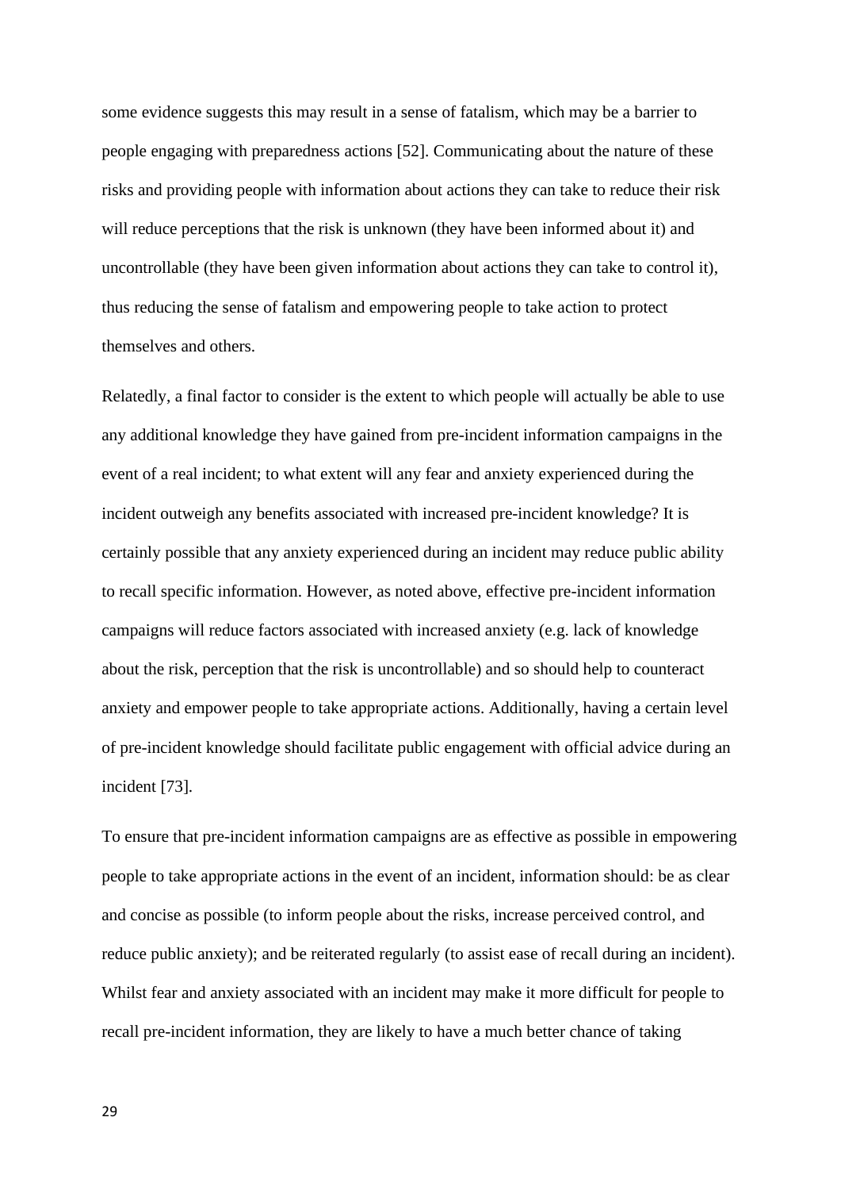some evidence suggests this may result in a sense of fatalism, which may be a barrier to people engaging with preparedness actions [52]. Communicating about the nature of these risks and providing people with information about actions they can take to reduce their risk will reduce perceptions that the risk is unknown (they have been informed about it) and uncontrollable (they have been given information about actions they can take to control it), thus reducing the sense of fatalism and empowering people to take action to protect themselves and others.

Relatedly, a final factor to consider is the extent to which people will actually be able to use any additional knowledge they have gained from pre-incident information campaigns in the event of a real incident; to what extent will any fear and anxiety experienced during the incident outweigh any benefits associated with increased pre-incident knowledge? It is certainly possible that any anxiety experienced during an incident may reduce public ability to recall specific information. However, as noted above, effective pre-incident information campaigns will reduce factors associated with increased anxiety (e.g. lack of knowledge about the risk, perception that the risk is uncontrollable) and so should help to counteract anxiety and empower people to take appropriate actions. Additionally, having a certain level of pre-incident knowledge should facilitate public engagement with official advice during an incident [73].

To ensure that pre-incident information campaigns are as effective as possible in empowering people to take appropriate actions in the event of an incident, information should: be as clear and concise as possible (to inform people about the risks, increase perceived control, and reduce public anxiety); and be reiterated regularly (to assist ease of recall during an incident). Whilst fear and anxiety associated with an incident may make it more difficult for people to recall pre-incident information, they are likely to have a much better chance of taking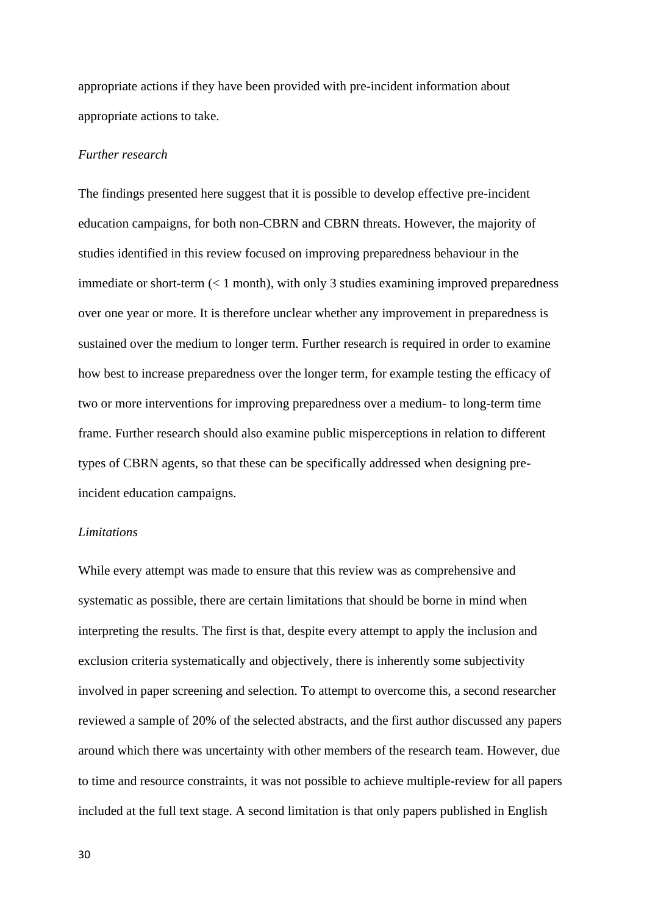appropriate actions if they have been provided with pre-incident information about appropriate actions to take.

*Further research*

The findings presented here suggest that it is possible to develop effective pre-incident education campaigns, for both non-CBRN and CBRN threats. However, the majority of studies identified in this review focused on improving preparedness behaviour in the immediate or short-term (< 1 month), with only 3 studies examining improved preparedness over one year or more. It is therefore unclear whether any improvement in preparedness is sustained over the medium to longer term. Further research is required in order to examine how best to increase preparedness over the longer term, for example testing the efficacy of two or more interventions for improving preparedness over a medium- to long-term time frame. Further research should also examine public misperceptions in relation to different types of CBRN agents, so that these can be specifically addressed when designing pre-incident education campaigns.

*Limitations*

While every attempt was made to ensure that this review was as comprehensive and systematic as possible, there are certain limitations that should be borne in mind when interpreting the results. The first is that, despite every attempt to apply the inclusion and exclusion criteria systematically and objectively, there is inherently some subjectivity involved in paper screening and selection. To attempt to overcome this, a second researcher reviewed a sample of 20% of the selected abstracts, and the first author discussed any papers around which there was uncertainty with other members of the research team. However, due to time and resource constraints, it was not possible to achieve multiple-review for all papers included at the full text stage. A second limitation is that only papers published in English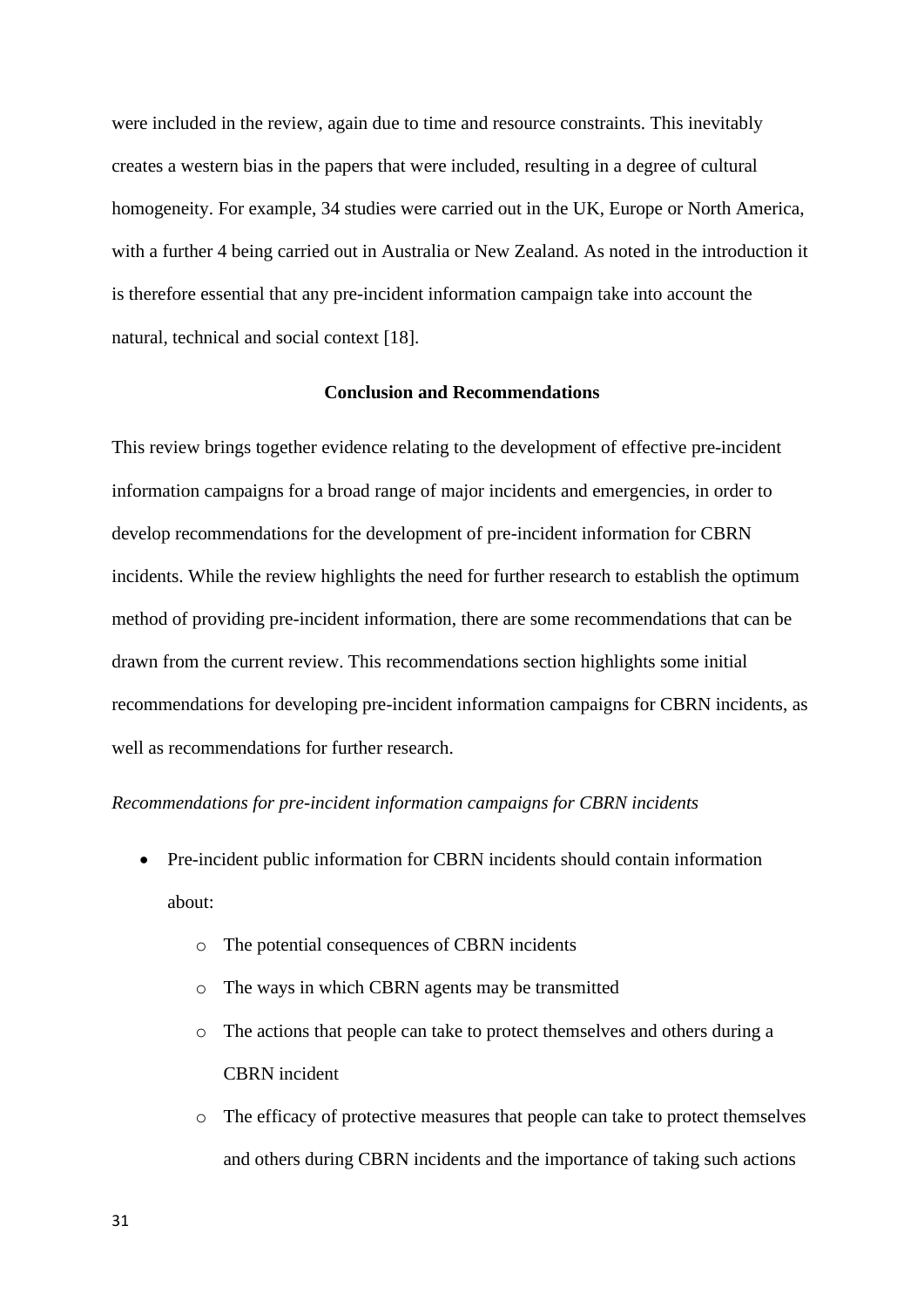were included in the review, again due to time and resource constraints. This inevitably creates a western bias in the papers that were included, resulting in a degree of cultural homogeneity. For example, 34 studies were carried out in the UK, Europe or North America, with a further 4 being carried out in Australia or New Zealand. As noted in the introduction it is therefore essential that any pre-incident information campaign take into account the natural, technical and social context [18].

## Conclusion and Recommendations

This review brings together evidence relating to the development of effective pre-incident information campaigns for a broad range of major incidents and emergencies, in order to develop recommendations for the development of pre-incident information for CBRN incidents. While the review highlights the need for further research to establish the optimum method of providing pre-incident information, there are some recommendations that can be drawn from the current review. This recommendations section highlights some initial recommendations for developing pre-incident information campaigns for CBRN incidents, as well as recommendations for further research.

*Recommendations for pre-incident information campaigns for CBRN incidents*

- Pre-incident public information for CBRN incidents should contain information about:
  - The potential consequences of CBRN incidents
  - The ways in which CBRN agents may be transmitted
  - The actions that people can take to protect themselves and others during a CBRN incident
  - The efficacy of protective measures that people can take to protect themselves and others during CBRN incidents and the importance of taking such actions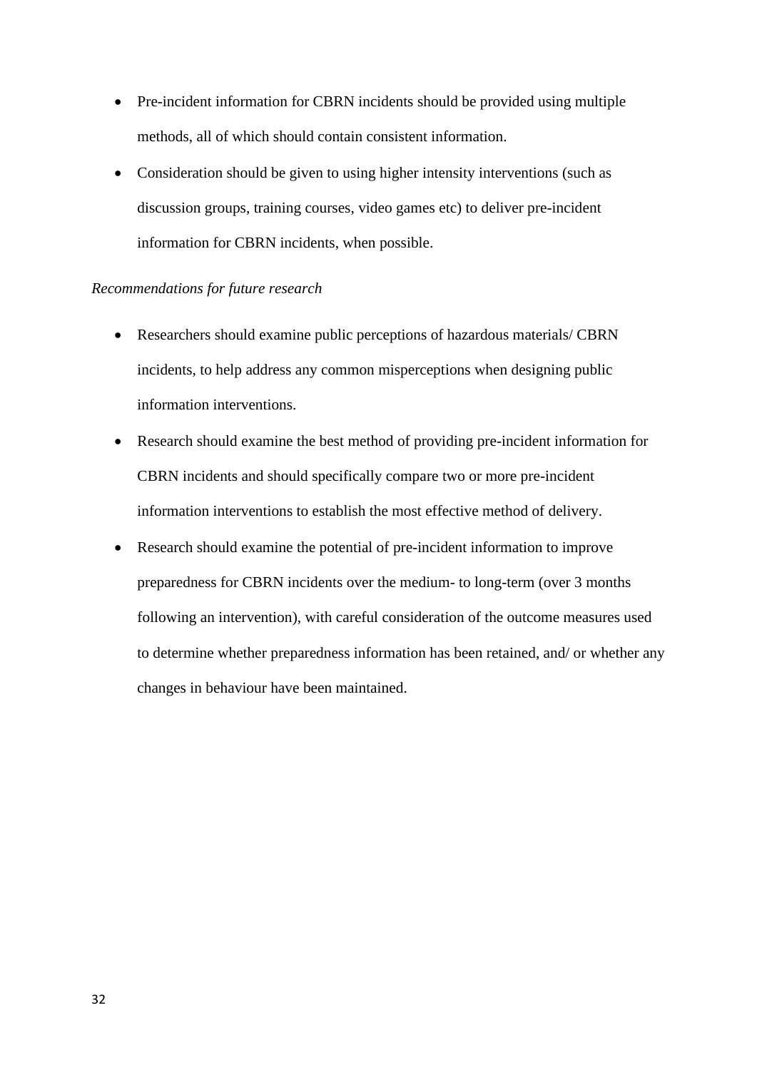- Pre-incident information for CBRN incidents should be provided using multiple methods, all of which should contain consistent information.
- Consideration should be given to using higher intensity interventions (such as discussion groups, training courses, video games etc) to deliver pre-incident information for CBRN incidents, when possible.

*Recommendations for future research*

- Researchers should examine public perceptions of hazardous materials/ CBRN incidents, to help address any common misperceptions when designing public information interventions.
- Research should examine the best method of providing pre-incident information for CBRN incidents and should specifically compare two or more pre-incident information interventions to establish the most effective method of delivery.
- Research should examine the potential of pre-incident information to improve preparedness for CBRN incidents over the medium- to long-term (over 3 months following an intervention), with careful consideration of the outcome measures used to determine whether preparedness information has been retained, and/ or whether any changes in behaviour have been maintained.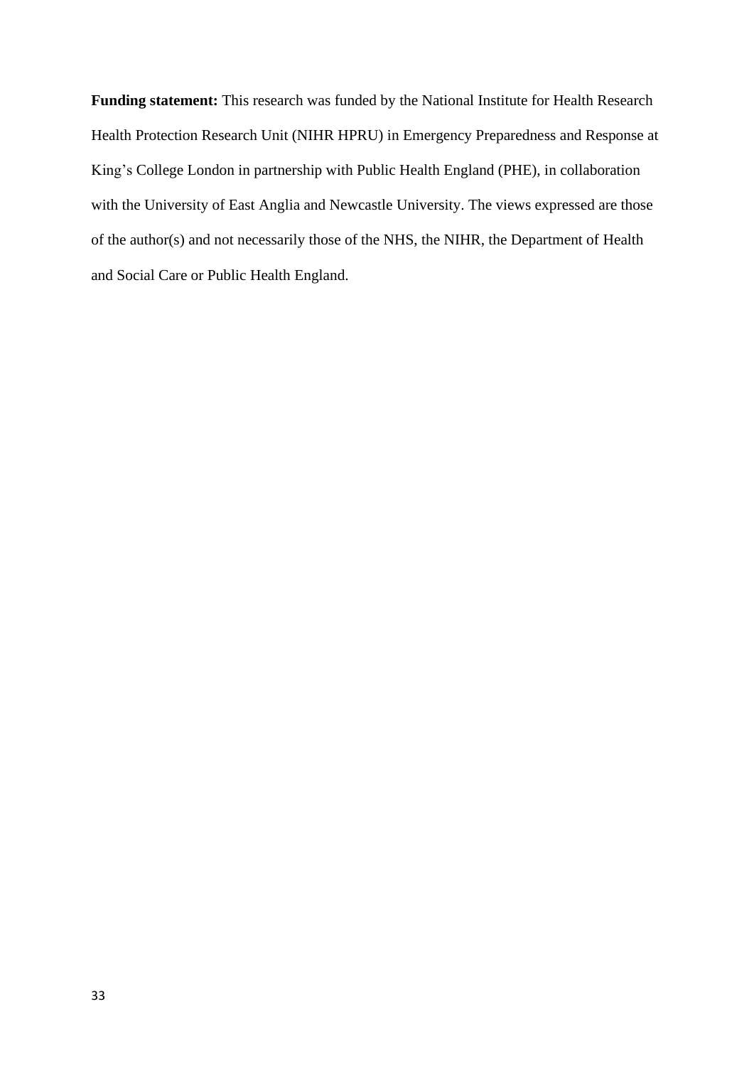**Funding statement:** This research was funded by the National Institute for Health Research Health Protection Research Unit (NIHR HPRU) in Emergency Preparedness and Response at King's College London in partnership with Public Health England (PHE), in collaboration with the University of East Anglia and Newcastle University. The views expressed are those of the author(s) and not necessarily those of the NHS, the NIHR, the Department of Health and Social Care or Public Health England.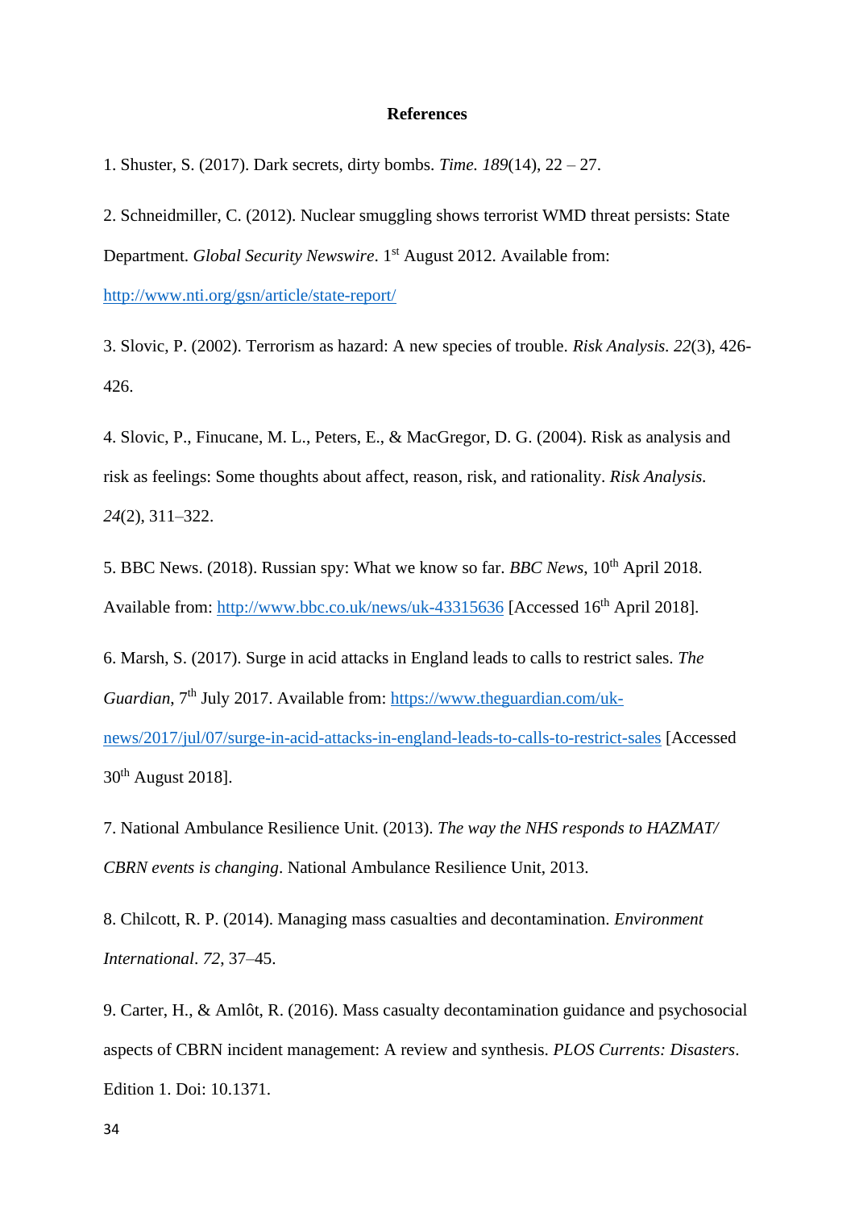**References**

1. Shuster, S. (2017). Dark secrets, dirty bombs. *Time. 189*(14), 22 – 27.

2. Schneidmiller, C. (2012). Nuclear smuggling shows terrorist WMD threat persists: State Department. *Global Security Newswire*. 1st August 2012. Available from: http://www.nti.org/gsn/article/state-report/

3. Slovic, P. (2002). Terrorism as hazard: A new species of trouble. *Risk Analysis. 22*(3), 426-426.

4. Slovic, P., Finucane, M. L., Peters, E., & MacGregor, D. G. (2004). Risk as analysis and risk as feelings: Some thoughts about affect, reason, risk, and rationality. *Risk Analysis. 24*(2), 311–322.

5. BBC News. (2018). Russian spy: What we know so far. *BBC News*, 10th April 2018. Available from: http://www.bbc.co.uk/news/uk-43315636 [Accessed 16th April 2018].

6. Marsh, S. (2017). Surge in acid attacks in England leads to calls to restrict sales. *The Guardian*, 7th July 2017. Available from: https://www.theguardian.com/uk-news/2017/jul/07/surge-in-acid-attacks-in-england-leads-to-calls-to-restrict-sales [Accessed 30th August 2018].

7. National Ambulance Resilience Unit. (2013). *The way the NHS responds to HAZMAT/ CBRN events is changing*. National Ambulance Resilience Unit, 2013.

8. Chilcott, R. P. (2014). Managing mass casualties and decontamination. *Environment International*. *72*, 37–45.

9. Carter, H., & Amlôt, R. (2016). Mass casualty decontamination guidance and psychosocial aspects of CBRN incident management: A review and synthesis. *PLOS Currents: Disasters*. Edition 1. Doi: 10.1371.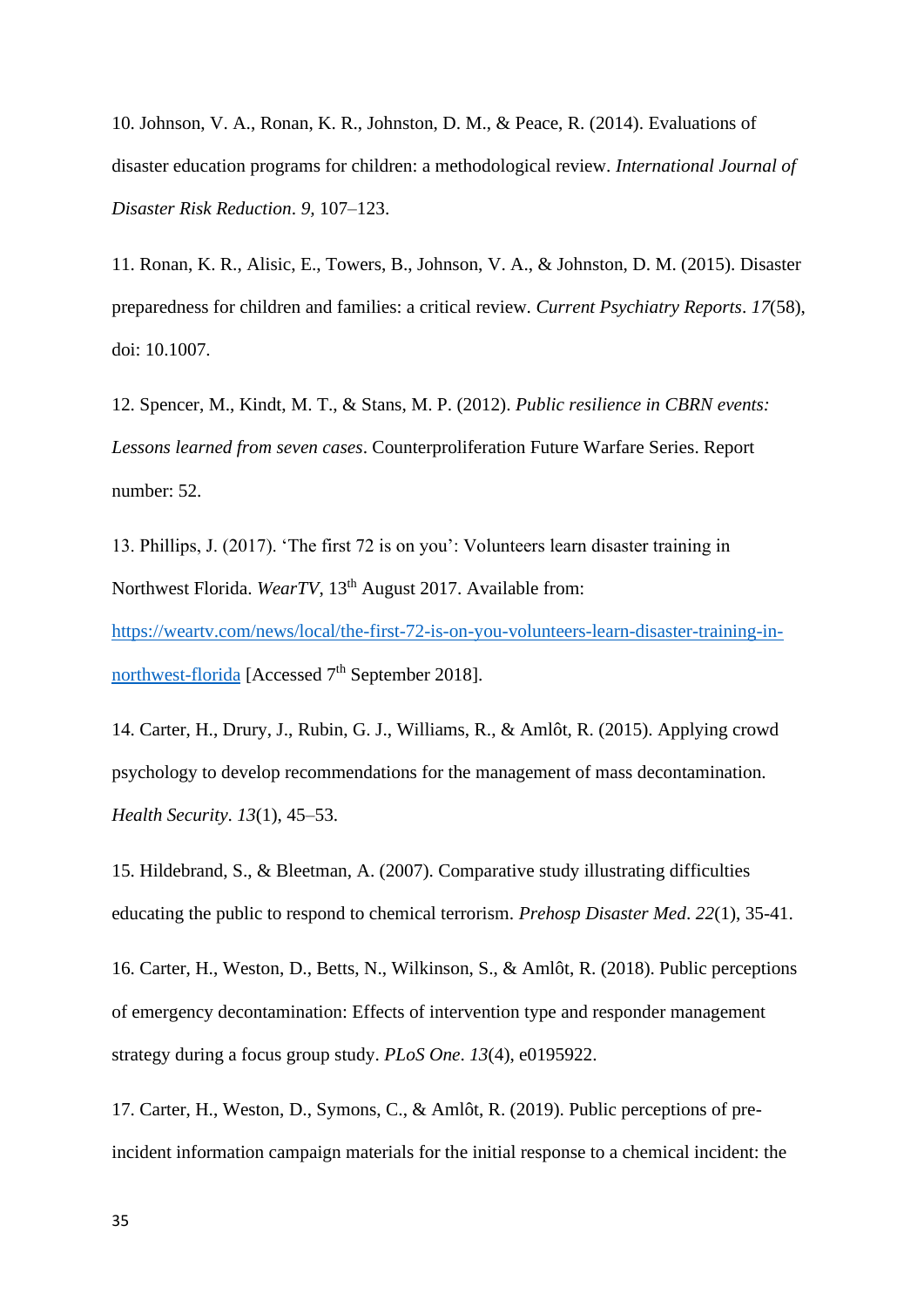10. Johnson, V. A., Ronan, K. R., Johnston, D. M., & Peace, R. (2014). Evaluations of disaster education programs for children: a methodological review. *International Journal of Disaster Risk Reduction*. *9*, 107–123.

11. Ronan, K. R., Alisic, E., Towers, B., Johnson, V. A., & Johnston, D. M. (2015). Disaster preparedness for children and families: a critical review. *Current Psychiatry Reports*. *17*(58), doi: 10.1007.

12. Spencer, M., Kindt, M. T., & Stans, M. P. (2012). *Public resilience in CBRN events: Lessons learned from seven cases*. Counterproliferation Future Warfare Series. Report number: 52.

13. Phillips, J. (2017). 'The first 72 is on you': Volunteers learn disaster training in Northwest Florida. *WearTV*, 13th August 2017. Available from: [https://weartv.com/news/local/the-first-72-is-on-you-volunteers-learn-disaster-training-in-northwest-florida](https://weartv.com/news/local/the-first-72-is-on-you-volunteers-learn-disaster-training-in-northwest-florida) [Accessed 7th September 2018].

14. Carter, H., Drury, J., Rubin, G. J., Williams, R., & Amlôt, R. (2015). Applying crowd psychology to develop recommendations for the management of mass decontamination. *Health Security*. *13*(1), 45–53.

15. Hildebrand, S., & Bleetman, A. (2007). Comparative study illustrating difficulties educating the public to respond to chemical terrorism. *Prehosp Disaster Med*. *22*(1), 35-41.

16. Carter, H., Weston, D., Betts, N., Wilkinson, S., & Amlôt, R. (2018). Public perceptions of emergency decontamination: Effects of intervention type and responder management strategy during a focus group study. *PLoS One*. *13*(4), e0195922.

17. Carter, H., Weston, D., Symons, C., & Amlôt, R. (2019). Public perceptions of pre-incident information campaign materials for the initial response to a chemical incident: the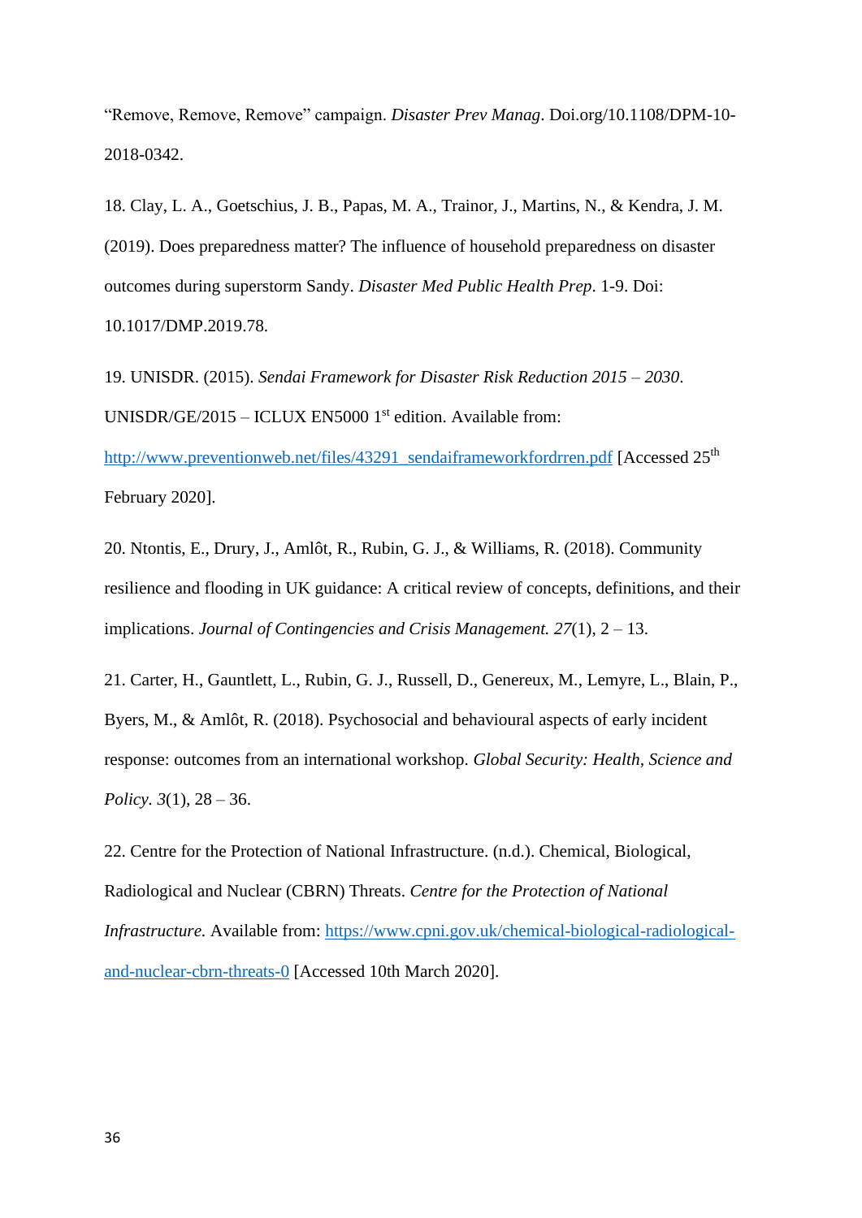"Remove, Remove, Remove" campaign. *Disaster Prev Manag*. Doi.org/10.1108/DPM-10-2018-0342.

18. Clay, L. A., Goetschius, J. B., Papas, M. A., Trainor, J., Martins, N., & Kendra, J. M. (2019). Does preparedness matter? The influence of household preparedness on disaster outcomes during superstorm Sandy. *Disaster Med Public Health Prep*. 1-9. Doi: 10.1017/DMP.2019.78.

19. UNISDR. (2015). *Sendai Framework for Disaster Risk Reduction 2015 – 2030*. UNISDR/GE/2015 – ICLUX EN5000 1st edition. Available from: http://www.preventionweb.net/files/43291_sendaiframeworkfordrren.pdf [Accessed 25th February 2020].

20. Ntontis, E., Drury, J., Amlôt, R., Rubin, G. J., & Williams, R. (2018). Community resilience and flooding in UK guidance: A critical review of concepts, definitions, and their implications. *Journal of Contingencies and Crisis Management. 27*(1), 2 – 13.

21. Carter, H., Gauntlett, L., Rubin, G. J., Russell, D., Genereux, M., Lemyre, L., Blain, P., Byers, M., & Amlôt, R. (2018). Psychosocial and behavioural aspects of early incident response: outcomes from an international workshop. *Global Security: Health, Science and Policy. 3*(1), 28 – 36.

22. Centre for the Protection of National Infrastructure. (n.d.). Chemical, Biological, Radiological and Nuclear (CBRN) Threats. *Centre for the Protection of National Infrastructure.* Available from: https://www.cpni.gov.uk/chemical-biological-radiological-and-nuclear-cbrn-threats-0 [Accessed 10th March 2020].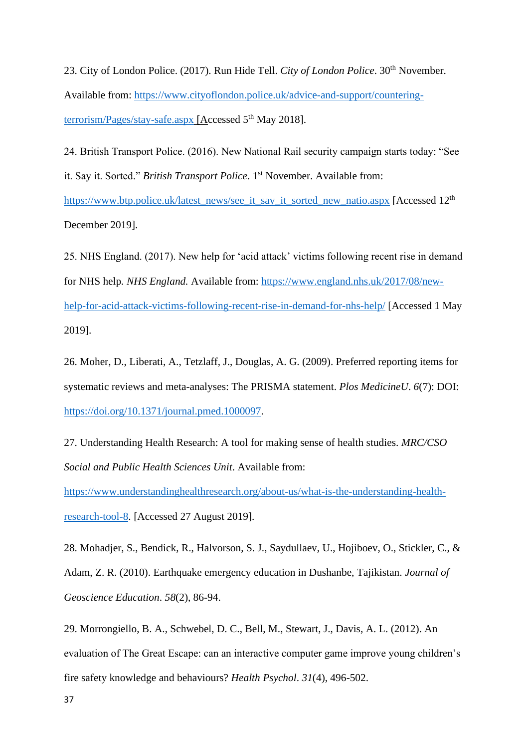23. City of London Police. (2017). Run Hide Tell. *City of London Police*. 30th November. Available from: [https://www.cityoflondon.police.uk/advice-and-support/countering-terrorism/Pages/stay-safe.aspx](https://www.cityoflondon.police.uk/advice-and-support/countering-terrorism/Pages/stay-safe.aspx) [Accessed 5th May 2018].

24. British Transport Police. (2016). New National Rail security campaign starts today: "See it. Say it. Sorted." *British Transport Police*. 1st November. Available from: [https://www.btp.police.uk/latest_news/see_it_say_it_sorted_new_natio.aspx](https://www.btp.police.uk/latest_news/see_it_say_it_sorted_new_natio.aspx) [Accessed 12th December 2019].

25. NHS England. (2017). New help for 'acid attack' victims following recent rise in demand for NHS help. *NHS England.* Available from: [https://www.england.nhs.uk/2017/08/new-help-for-acid-attack-victims-following-recent-rise-in-demand-for-nhs-help/](https://www.england.nhs.uk/2017/08/new-help-for-acid-attack-victims-following-recent-rise-in-demand-for-nhs-help/) [Accessed 1 May 2019].

26. Moher, D., Liberati, A., Tetzlaff, J., Douglas, A. G. (2009). Preferred reporting items for systematic reviews and meta-analyses: The PRISMA statement. *Plos MedicineU*. *6*(7): DOI: [https://doi.org/10.1371/journal.pmed.1000097](https://doi.org/10.1371/journal.pmed.1000097).

27. Understanding Health Research: A tool for making sense of health studies. *MRC/CSO Social and Public Health Sciences Unit*. Available from: [https://www.understandinghealthresearch.org/about-us/what-is-the-understanding-health-research-tool-8](https://www.understandinghealthresearch.org/about-us/what-is-the-understanding-health-research-tool-8). [Accessed 27 August 2019].

28. Mohadjer, S., Bendick, R., Halvorson, S. J., Saydullaev, U., Hojiboev, O., Stickler, C., & Adam, Z. R. (2010). Earthquake emergency education in Dushanbe, Tajikistan. *Journal of Geoscience Education*. *58*(2), 86-94.

29. Morrongiello, B. A., Schwebel, D. C., Bell, M., Stewart, J., Davis, A. L. (2012). An evaluation of The Great Escape: can an interactive computer game improve young children's fire safety knowledge and behaviours? *Health Psychol*. *31*(4), 496-502.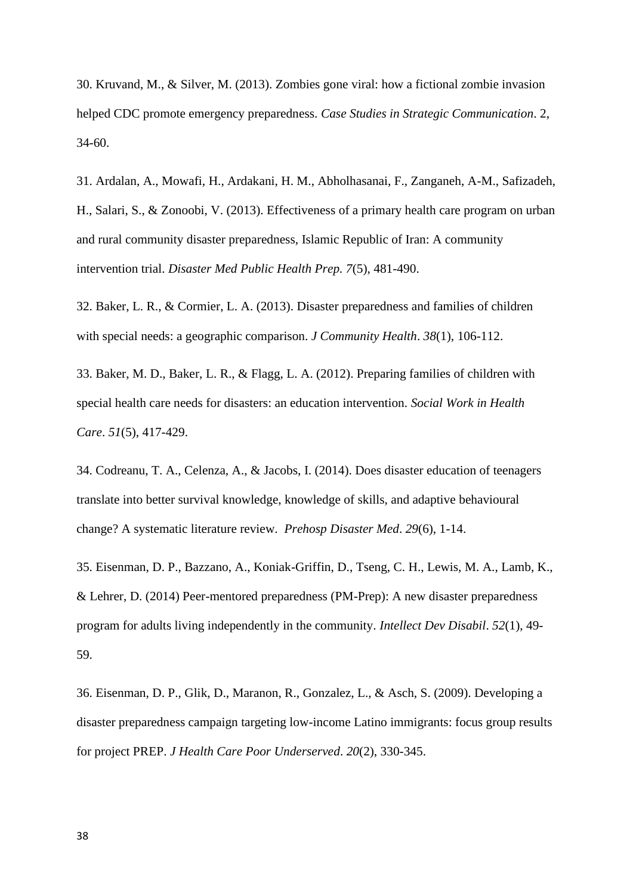30. Kruvand, M., & Silver, M. (2013). Zombies gone viral: how a fictional zombie invasion helped CDC promote emergency preparedness. *Case Studies in Strategic Communication*. 2, 34-60.

31. Ardalan, A., Mowafi, H., Ardakani, H. M., Abholhasanai, F., Zanganeh, A-M., Safizadeh, H., Salari, S., & Zonoobi, V. (2013). Effectiveness of a primary health care program on urban and rural community disaster preparedness, Islamic Republic of Iran: A community intervention trial. *Disaster Med Public Health Prep. 7*(5), 481-490.

32. Baker, L. R., & Cormier, L. A. (2013). Disaster preparedness and families of children with special needs: a geographic comparison. *J Community Health*. *38*(1), 106-112.

33. Baker, M. D., Baker, L. R., & Flagg, L. A. (2012). Preparing families of children with special health care needs for disasters: an education intervention. *Social Work in Health Care*. *51*(5), 417-429.

34. Codreanu, T. A., Celenza, A., & Jacobs, I. (2014). Does disaster education of teenagers translate into better survival knowledge, knowledge of skills, and adaptive behavioural change? A systematic literature review. *Prehosp Disaster Med*. *29*(6), 1-14.

35. Eisenman, D. P., Bazzano, A., Koniak-Griffin, D., Tseng, C. H., Lewis, M. A., Lamb, K., & Lehrer, D. (2014) Peer-mentored preparedness (PM-Prep): A new disaster preparedness program for adults living independently in the community. *Intellect Dev Disabil*. *52*(1), 49-59.

36. Eisenman, D. P., Glik, D., Maranon, R., Gonzalez, L., & Asch, S. (2009). Developing a disaster preparedness campaign targeting low-income Latino immigrants: focus group results for project PREP. *J Health Care Poor Underserved*. *20*(2), 330-345.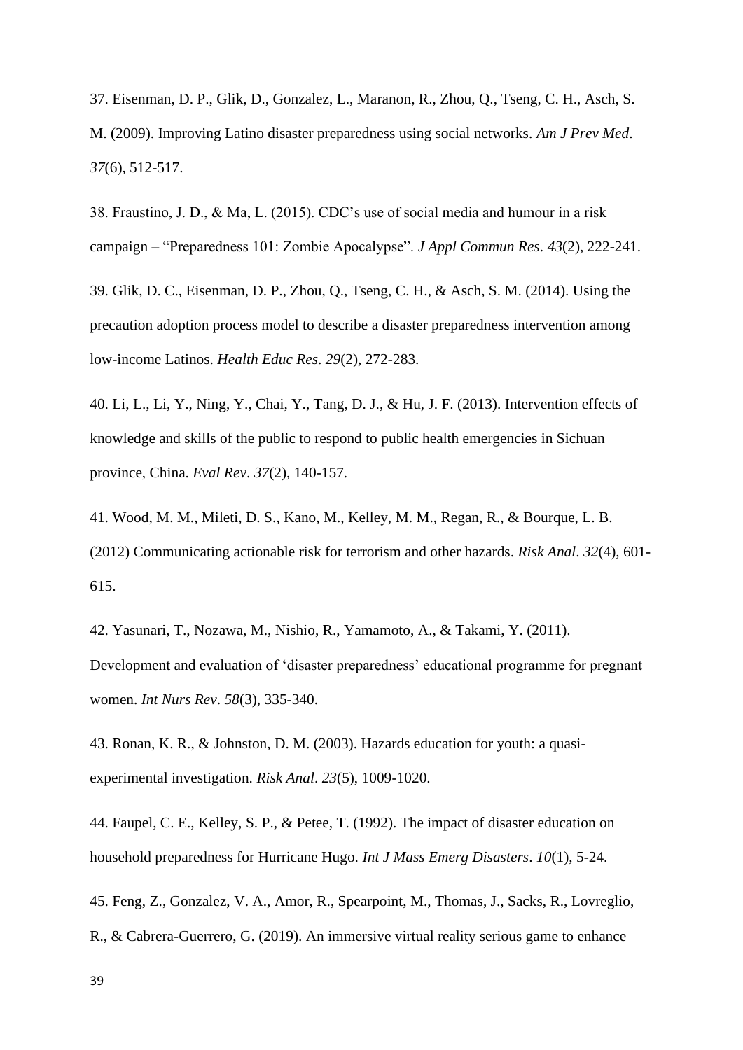37. Eisenman, D. P., Glik, D., Gonzalez, L., Maranon, R., Zhou, Q., Tseng, C. H., Asch, S. M. (2009). Improving Latino disaster preparedness using social networks. *Am J Prev Med*. *37*(6), 512-517.

38. Fraustino, J. D., & Ma, L. (2015). CDC's use of social media and humour in a risk campaign – "Preparedness 101: Zombie Apocalypse". *J Appl Commun Res*. *43*(2), 222-241.

39. Glik, D. C., Eisenman, D. P., Zhou, Q., Tseng, C. H., & Asch, S. M. (2014). Using the precaution adoption process model to describe a disaster preparedness intervention among low-income Latinos. *Health Educ Res*. *29*(2), 272-283.

40. Li, L., Li, Y., Ning, Y., Chai, Y., Tang, D. J., & Hu, J. F. (2013). Intervention effects of knowledge and skills of the public to respond to public health emergencies in Sichuan province, China. *Eval Rev*. *37*(2), 140-157.

41. Wood, M. M., Mileti, D. S., Kano, M., Kelley, M. M., Regan, R., & Bourque, L. B. (2012) Communicating actionable risk for terrorism and other hazards. *Risk Anal*. *32*(4), 601-615.

42. Yasunari, T., Nozawa, M., Nishio, R., Yamamoto, A., & Takami, Y. (2011). Development and evaluation of 'disaster preparedness' educational programme for pregnant women. *Int Nurs Rev*. *58*(3), 335-340.

43. Ronan, K. R., & Johnston, D. M. (2003). Hazards education for youth: a quasi-experimental investigation. *Risk Anal*. *23*(5), 1009-1020.

44. Faupel, C. E., Kelley, S. P., & Petee, T. (1992). The impact of disaster education on household preparedness for Hurricane Hugo. *Int J Mass Emerg Disasters*. *10*(1), 5-24.

45. Feng, Z., Gonzalez, V. A., Amor, R., Spearpoint, M., Thomas, J., Sacks, R., Lovreglio, R., & Cabrera-Guerrero, G. (2019). An immersive virtual reality serious game to enhance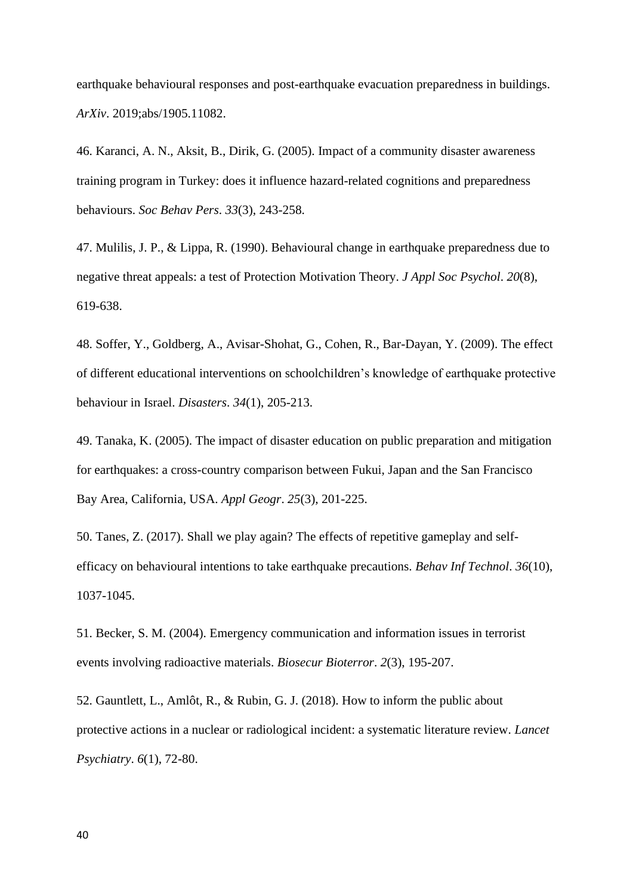earthquake behavioural responses and post-earthquake evacuation preparedness in buildings. *ArXiv*. 2019;abs/1905.11082.

46. Karanci, A. N., Aksit, B., Dirik, G. (2005). Impact of a community disaster awareness training program in Turkey: does it influence hazard-related cognitions and preparedness behaviours. *Soc Behav Pers*. *33*(3), 243-258.

47. Mulilis, J. P., & Lippa, R. (1990). Behavioural change in earthquake preparedness due to negative threat appeals: a test of Protection Motivation Theory. *J Appl Soc Psychol*. *20*(8), 619-638.

48. Soffer, Y., Goldberg, A., Avisar-Shohat, G., Cohen, R., Bar-Dayan, Y. (2009). The effect of different educational interventions on schoolchildren's knowledge of earthquake protective behaviour in Israel. *Disasters*. *34*(1), 205-213.

49. Tanaka, K. (2005). The impact of disaster education on public preparation and mitigation for earthquakes: a cross-country comparison between Fukui, Japan and the San Francisco Bay Area, California, USA. *Appl Geogr*. *25*(3), 201-225.

50. Tanes, Z. (2017). Shall we play again? The effects of repetitive gameplay and self-efficacy on behavioural intentions to take earthquake precautions. *Behav Inf Technol*. *36*(10), 1037-1045.

51. Becker, S. M. (2004). Emergency communication and information issues in terrorist events involving radioactive materials. *Biosecur Bioterror*. *2*(3), 195-207.

52. Gauntlett, L., Amlôt, R., & Rubin, G. J. (2018). How to inform the public about protective actions in a nuclear or radiological incident: a systematic literature review. *Lancet Psychiatry*. *6*(1), 72-80.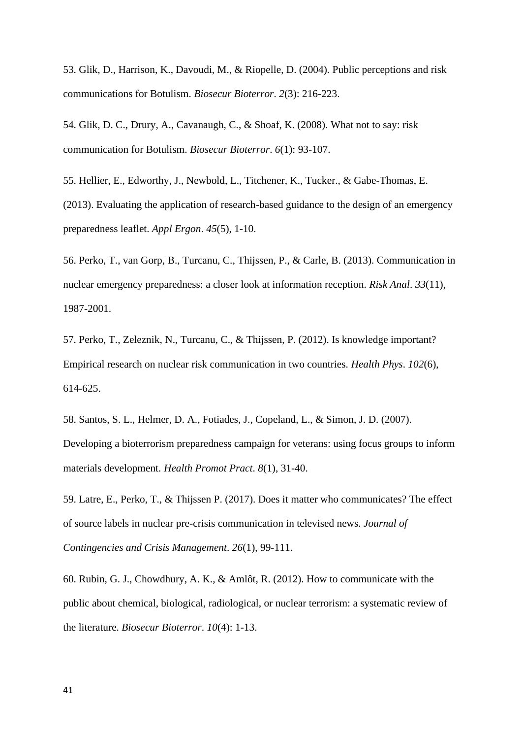53. Glik, D., Harrison, K., Davoudi, M., & Riopelle, D. (2004). Public perceptions and risk communications for Botulism. *Biosecur Bioterror*. *2*(3): 216-223.

54. Glik, D. C., Drury, A., Cavanaugh, C., & Shoaf, K. (2008). What not to say: risk communication for Botulism. *Biosecur Bioterror*. *6*(1): 93-107.

55. Hellier, E., Edworthy, J., Newbold, L., Titchener, K., Tucker., & Gabe-Thomas, E. (2013). Evaluating the application of research-based guidance to the design of an emergency preparedness leaflet. *Appl Ergon*. *45*(5), 1-10.

56. Perko, T., van Gorp, B., Turcanu, C., Thijssen, P., & Carle, B. (2013). Communication in nuclear emergency preparedness: a closer look at information reception. *Risk Anal*. *33*(11), 1987-2001.

57. Perko, T., Zeleznik, N., Turcanu, C., & Thijssen, P. (2012). Is knowledge important? Empirical research on nuclear risk communication in two countries. *Health Phys*. *102*(6), 614-625.

58. Santos, S. L., Helmer, D. A., Fotiades, J., Copeland, L., & Simon, J. D. (2007). Developing a bioterrorism preparedness campaign for veterans: using focus groups to inform materials development. *Health Promot Pract*. *8*(1), 31-40.

59. Latre, E., Perko, T., & Thijssen P. (2017). Does it matter who communicates? The effect of source labels in nuclear pre-crisis communication in televised news. *Journal of Contingencies and Crisis Management*. *26*(1), 99-111.

60. Rubin, G. J., Chowdhury, A. K., & Amlôt, R. (2012). How to communicate with the public about chemical, biological, radiological, or nuclear terrorism: a systematic review of the literature. *Biosecur Bioterror*. *10*(4): 1-13.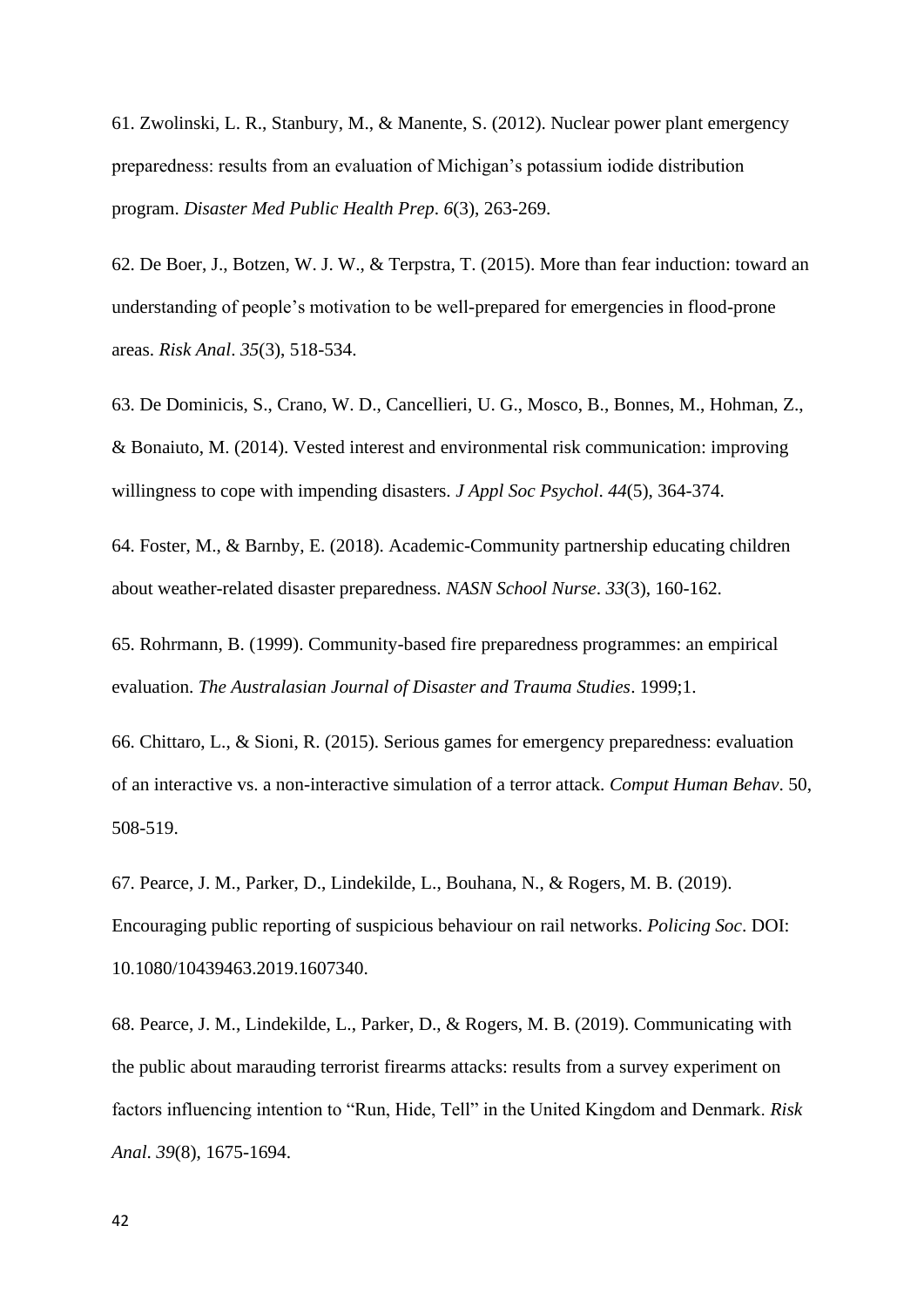61. Zwolinski, L. R., Stanbury, M., & Manente, S. (2012). Nuclear power plant emergency preparedness: results from an evaluation of Michigan's potassium iodide distribution program. *Disaster Med Public Health Prep*. *6*(3), 263-269.

62. De Boer, J., Botzen, W. J. W., & Terpstra, T. (2015). More than fear induction: toward an understanding of people's motivation to be well-prepared for emergencies in flood-prone areas. *Risk Anal*. *35*(3), 518-534.

63. De Dominicis, S., Crano, W. D., Cancellieri, U. G., Mosco, B., Bonnes, M., Hohman, Z., & Bonaiuto, M. (2014). Vested interest and environmental risk communication: improving willingness to cope with impending disasters. *J Appl Soc Psychol*. *44*(5), 364-374.

64. Foster, M., & Barnby, E. (2018). Academic-Community partnership educating children about weather-related disaster preparedness. *NASN School Nurse*. *33*(3), 160-162.

65. Rohrmann, B. (1999). Community-based fire preparedness programmes: an empirical evaluation. *The Australasian Journal of Disaster and Trauma Studies*. 1999;1.

66. Chittaro, L., & Sioni, R. (2015). Serious games for emergency preparedness: evaluation of an interactive vs. a non-interactive simulation of a terror attack. *Comput Human Behav*. 50, 508-519.

67. Pearce, J. M., Parker, D., Lindekilde, L., Bouhana, N., & Rogers, M. B. (2019). Encouraging public reporting of suspicious behaviour on rail networks. *Policing Soc*. DOI: 10.1080/10439463.2019.1607340.

68. Pearce, J. M., Lindekilde, L., Parker, D., & Rogers, M. B. (2019). Communicating with the public about marauding terrorist firearms attacks: results from a survey experiment on factors influencing intention to "Run, Hide, Tell" in the United Kingdom and Denmark. *Risk Anal*. *39*(8), 1675-1694.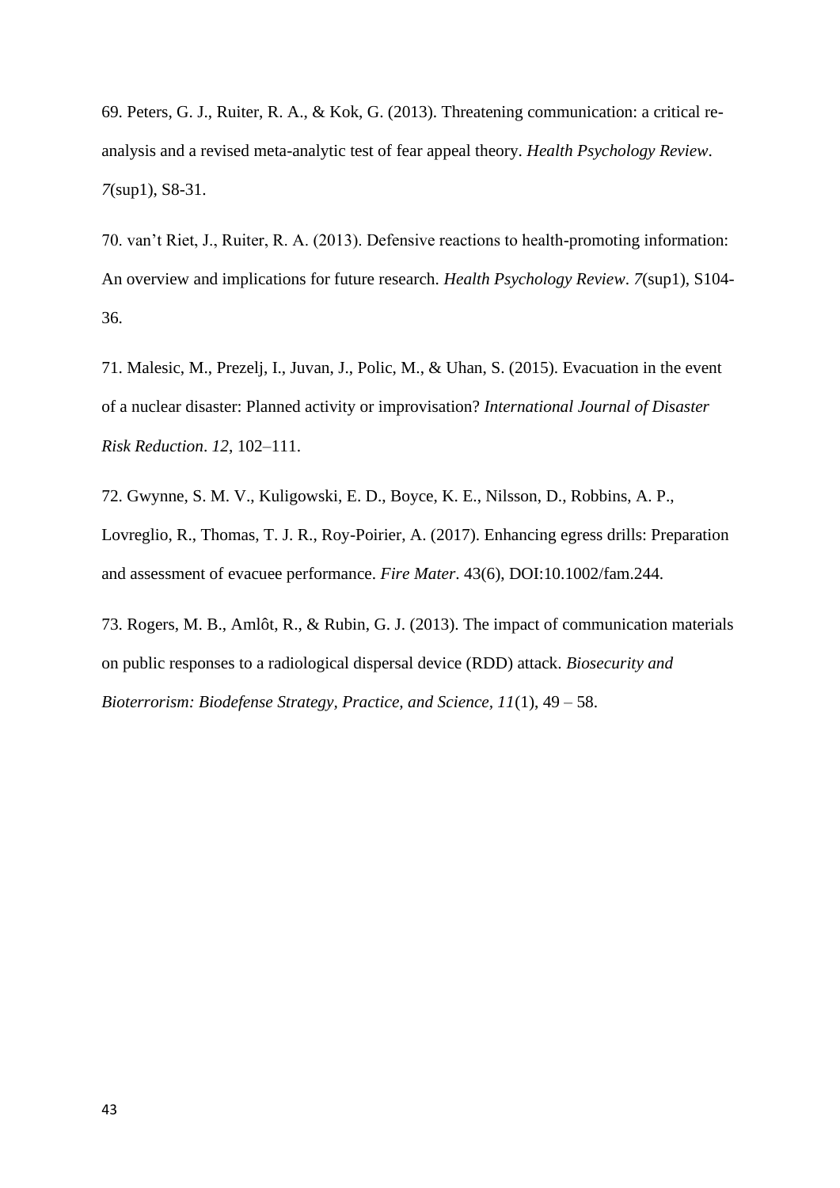69. Peters, G. J., Ruiter, R. A., & Kok, G. (2013). Threatening communication: a critical re-analysis and a revised meta-analytic test of fear appeal theory. *Health Psychology Review*. *7*(sup1), S8-31.

70. van't Riet, J., Ruiter, R. A. (2013). Defensive reactions to health-promoting information: An overview and implications for future research. *Health Psychology Review*. *7*(sup1), S104-36.

71. Malesic, M., Prezelj, I., Juvan, J., Polic, M., & Uhan, S. (2015). Evacuation in the event of a nuclear disaster: Planned activity or improvisation? *International Journal of Disaster Risk Reduction*. *12*, 102–111.

72. Gwynne, S. M. V., Kuligowski, E. D., Boyce, K. E., Nilsson, D., Robbins, A. P., Lovreglio, R., Thomas, T. J. R., Roy-Poirier, A. (2017). Enhancing egress drills: Preparation and assessment of evacuee performance. *Fire Mater*. 43(6), DOI:10.1002/fam.244.

73. Rogers, M. B., Amlôt, R., & Rubin, G. J. (2013). The impact of communication materials on public responses to a radiological dispersal device (RDD) attack. *Biosecurity and Bioterrorism: Biodefense Strategy, Practice, and Science*, *11*(1), 49 – 58.